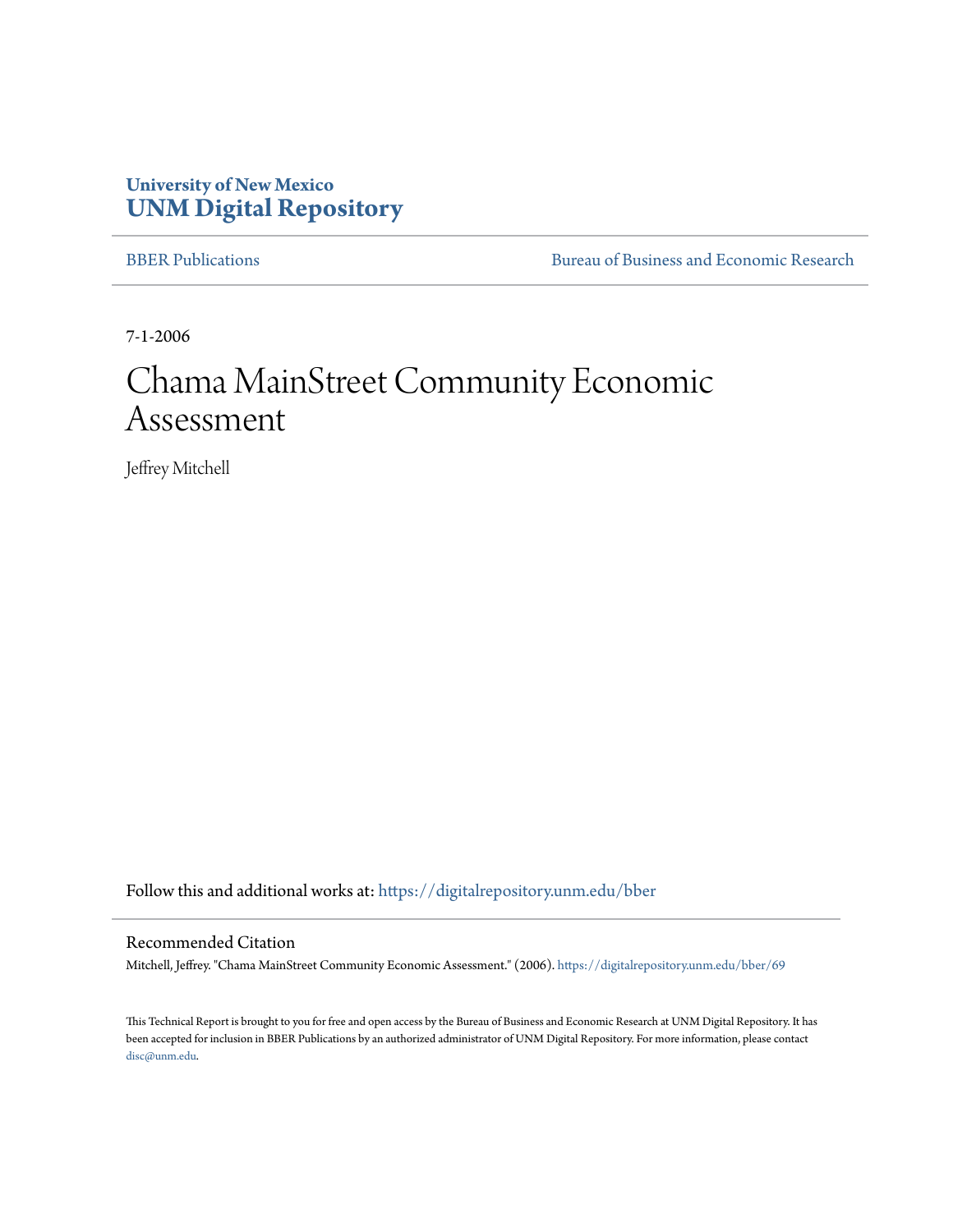**University of New Mexico**
**UNM Digital Repository**

BBER Publications | Bureau of Business and Economic Research

7-1-2006

# Chama MainStreet Community Economic Assessment

Jeffrey Mitchell

Follow this and additional works at: https://digitalrepository.unm.edu/bber

## Recommended Citation

Mitchell, Jeffrey. "Chama MainStreet Community Economic Assessment." (2006). https://digitalrepository.unm.edu/bber/69

This Technical Report is brought to you for free and open access by the Bureau of Business and Economic Research at UNM Digital Repository. It has been accepted for inclusion in BBER Publications by an authorized administrator of UNM Digital Repository. For more information, please contact disc@unm.edu.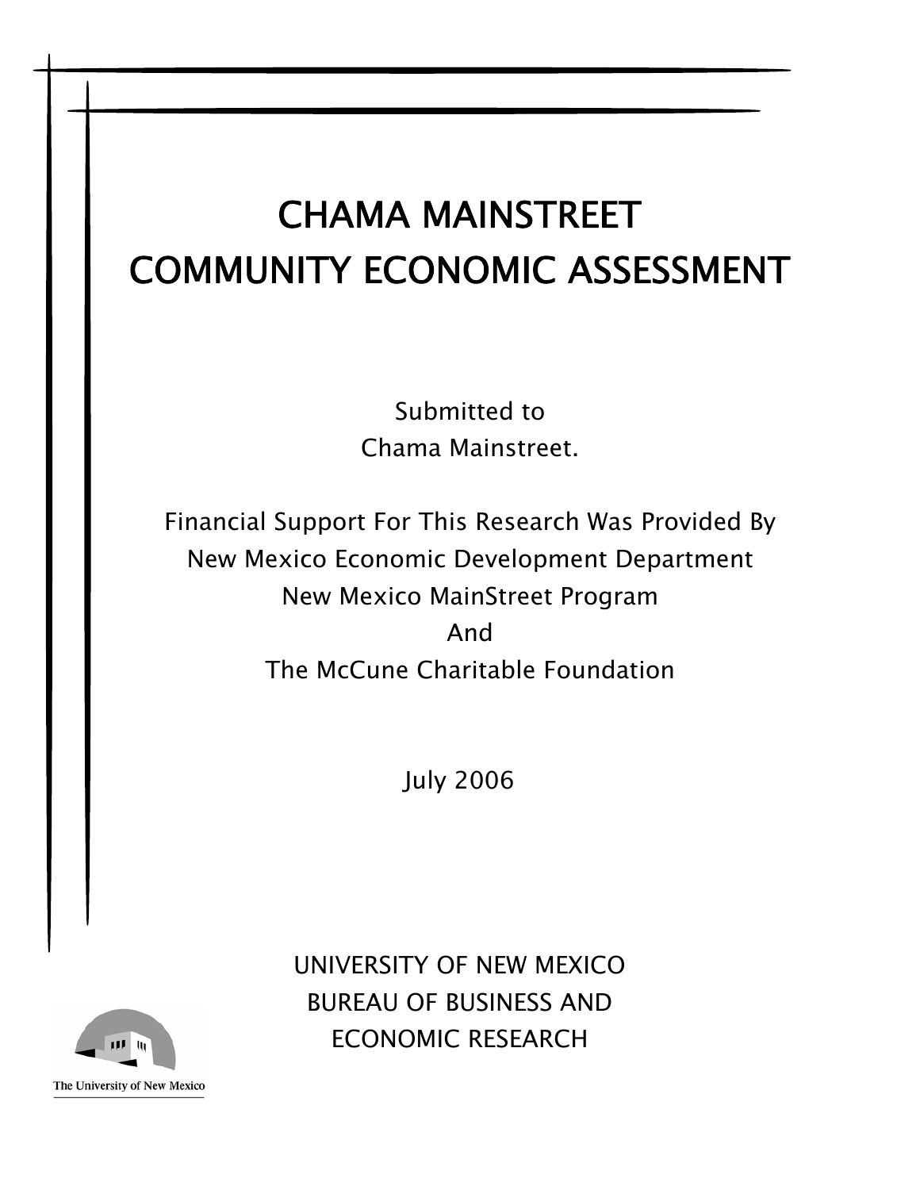# CHAMA MAINSTREET
# COMMUNITY ECONOMIC ASSESSMENT

Submitted to
Chama Mainstreet.

Financial Support For This Research Was Provided By
New Mexico Economic Development Department
New Mexico MainStreet Program
And
The McCune Charitable Foundation

July 2006

UNIVERSITY OF NEW MEXICO
BUREAU OF BUSINESS AND
ECONOMIC RESEARCH

The University of New Mexico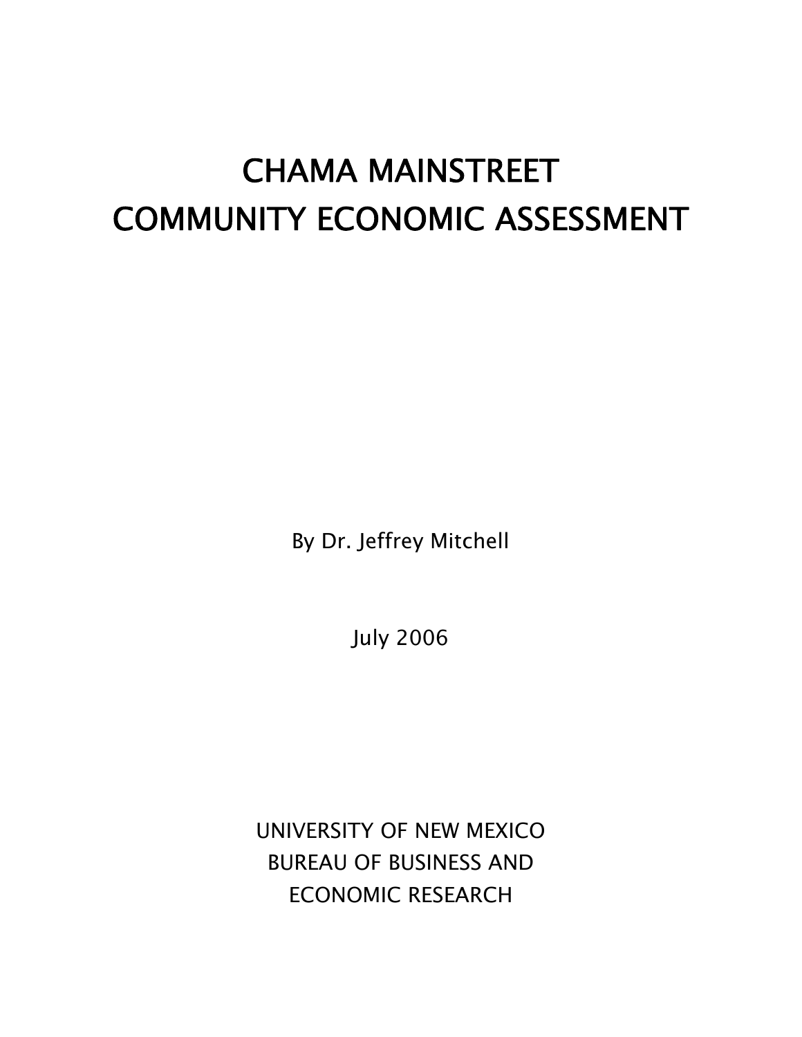# CHAMA MAINSTREET COMMUNITY ECONOMIC ASSESSMENT

By Dr. Jeffrey Mitchell

July 2006

UNIVERSITY OF NEW MEXICO
BUREAU OF BUSINESS AND
ECONOMIC RESEARCH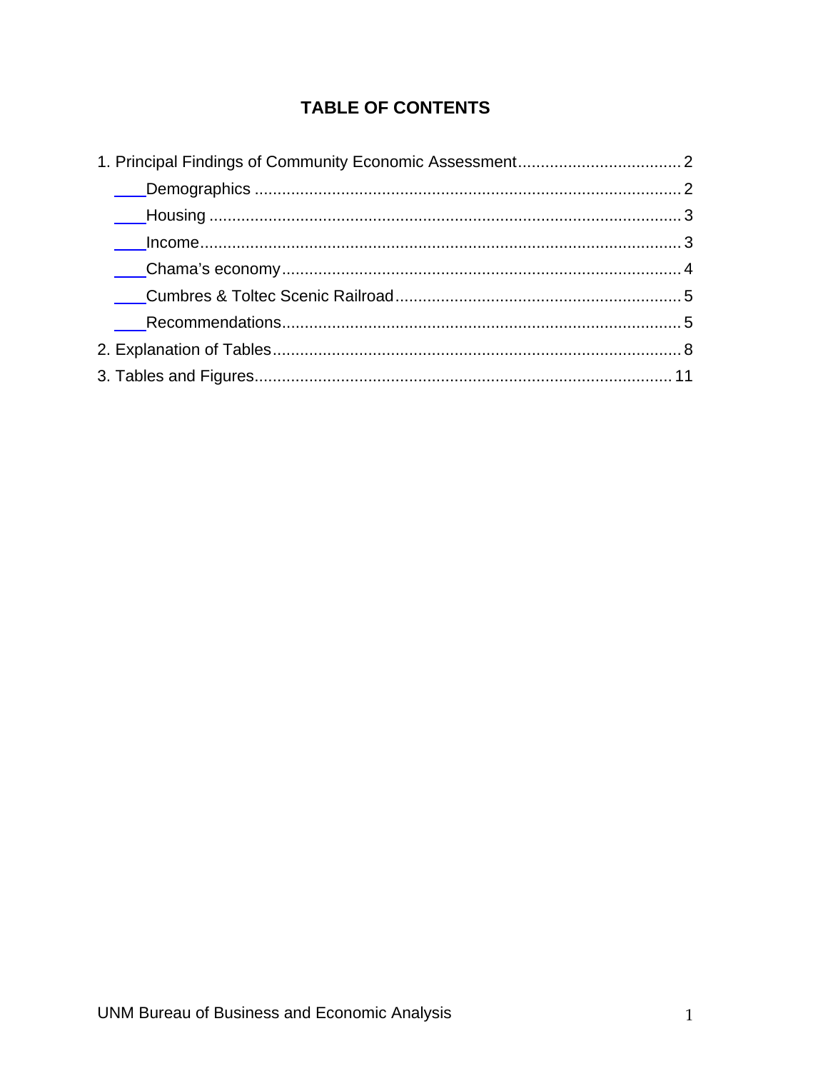# TABLE OF CONTENTS

1. Principal Findings of Community Economic Assessment .................................... 2
    - Demographics ............................................................................................. 2
    - Housing ....................................................................................................... 3
    - Income......................................................................................................... 3
    - Chama's economy....................................................................................... 4
    - Cumbres & Toltec Scenic Railroad .............................................................. 5
    - Recommendations....................................................................................... 5
2. Explanation of Tables......................................................................................... 8
3. Tables and Figures........................................................................................... 11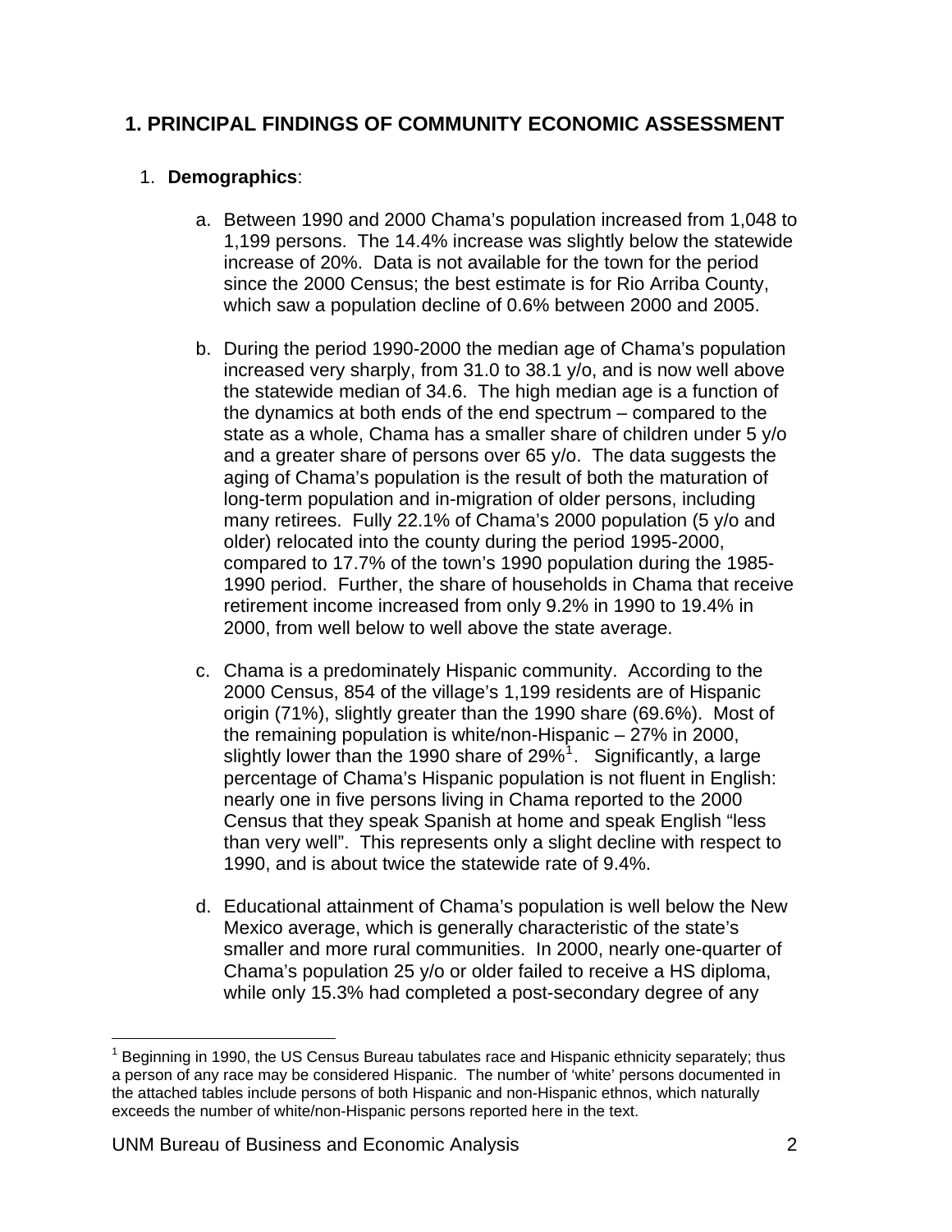# 1. PRINCIPAL FINDINGS OF COMMUNITY ECONOMIC ASSESSMENT

1. **Demographics**:

   a. Between 1990 and 2000 Chama's population increased from 1,048 to 1,199 persons. The 14.4% increase was slightly below the statewide increase of 20%. Data is not available for the town for the period since the 2000 Census; the best estimate is for Rio Arriba County, which saw a population decline of 0.6% between 2000 and 2005.

   b. During the period 1990-2000 the median age of Chama's population increased very sharply, from 31.0 to 38.1 y/o, and is now well above the statewide median of 34.6. The high median age is a function of the dynamics at both ends of the end spectrum – compared to the state as a whole, Chama has a smaller share of children under 5 y/o and a greater share of persons over 65 y/o. The data suggests the aging of Chama's population is the result of both the maturation of long-term population and in-migration of older persons, including many retirees. Fully 22.1% of Chama's 2000 population (5 y/o and older) relocated into the county during the period 1995-2000, compared to 17.7% of the town's 1990 population during the 1985-1990 period. Further, the share of households in Chama that receive retirement income increased from only 9.2% in 1990 to 19.4% in 2000, from well below to well above the state average.

   c. Chama is a predominately Hispanic community. According to the 2000 Census, 854 of the village's 1,199 residents are of Hispanic origin (71%), slightly greater than the 1990 share (69.6%). Most of the remaining population is white/non-Hispanic – 27% in 2000, slightly lower than the 1990 share of 29%[1]. Significantly, a large percentage of Chama's Hispanic population is not fluent in English: nearly one in five persons living in Chama reported to the 2000 Census that they speak Spanish at home and speak English "less than very well". This represents only a slight decline with respect to 1990, and is about twice the statewide rate of 9.4%.

   d. Educational attainment of Chama's population is well below the New Mexico average, which is generally characteristic of the state's smaller and more rural communities. In 2000, nearly one-quarter of Chama's population 25 y/o or older failed to receive a HS diploma, while only 15.3% had completed a post-secondary degree of any

[1] Beginning in 1990, the US Census Bureau tabulates race and Hispanic ethnicity separately; thus a person of any race may be considered Hispanic. The number of 'white' persons documented in the attached tables include persons of both Hispanic and non-Hispanic ethnos, which naturally exceeds the number of white/non-Hispanic persons reported here in the text.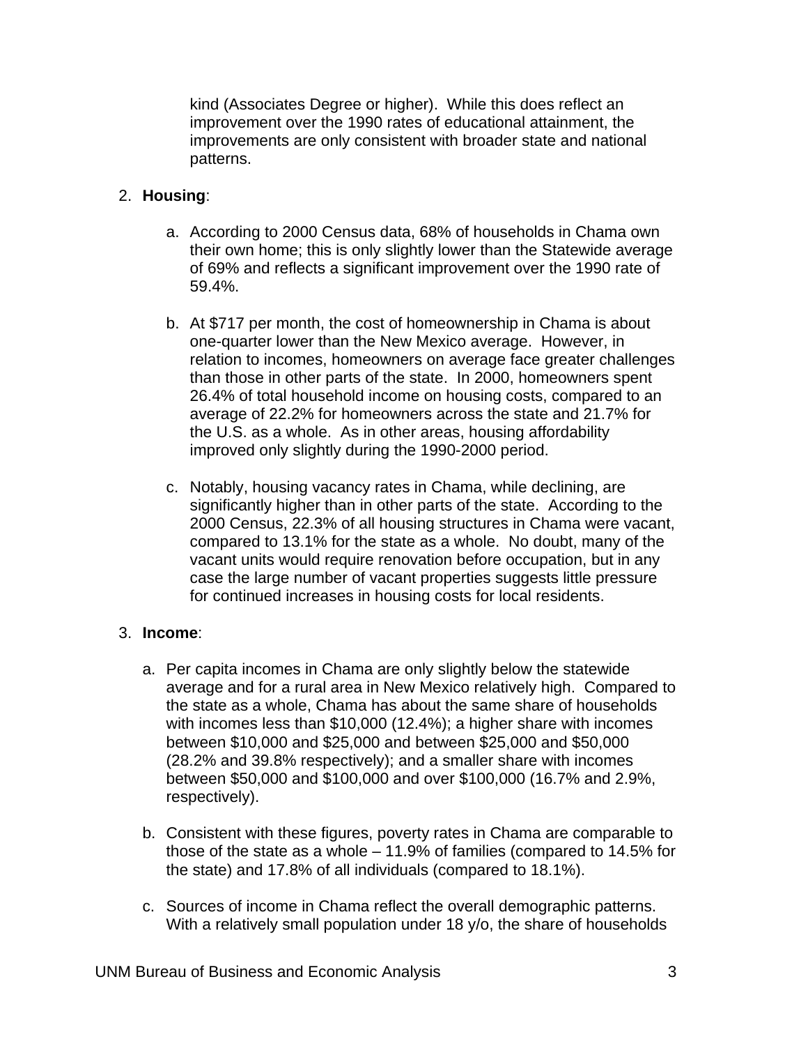kind (Associates Degree or higher). While this does reflect an improvement over the 1990 rates of educational attainment, the improvements are only consistent with broader state and national patterns.

2. **Housing**:

   a. According to 2000 Census data, 68% of households in Chama own their own home; this is only slightly lower than the Statewide average of 69% and reflects a significant improvement over the 1990 rate of 59.4%.

   b. At $717 per month, the cost of homeownership in Chama is about one-quarter lower than the New Mexico average. However, in relation to incomes, homeowners on average face greater challenges than those in other parts of the state. In 2000, homeowners spent 26.4% of total household income on housing costs, compared to an average of 22.2% for homeowners across the state and 21.7% for the U.S. as a whole. As in other areas, housing affordability improved only slightly during the 1990-2000 period.

   c. Notably, housing vacancy rates in Chama, while declining, are significantly higher than in other parts of the state. According to the 2000 Census, 22.3% of all housing structures in Chama were vacant, compared to 13.1% for the state as a whole. No doubt, many of the vacant units would require renovation before occupation, but in any case the large number of vacant properties suggests little pressure for continued increases in housing costs for local residents.

3. **Income**:

   a. Per capita incomes in Chama are only slightly below the statewide average and for a rural area in New Mexico relatively high. Compared to the state as a whole, Chama has about the same share of households with incomes less than $10,000 (12.4%); a higher share with incomes between $10,000 and $25,000 and between $25,000 and $50,000 (28.2% and 39.8% respectively); and a smaller share with incomes between $50,000 and $100,000 and over $100,000 (16.7% and 2.9%, respectively).

   b. Consistent with these figures, poverty rates in Chama are comparable to those of the state as a whole – 11.9% of families (compared to 14.5% for the state) and 17.8% of all individuals (compared to 18.1%).

   c. Sources of income in Chama reflect the overall demographic patterns. With a relatively small population under 18 y/o, the share of households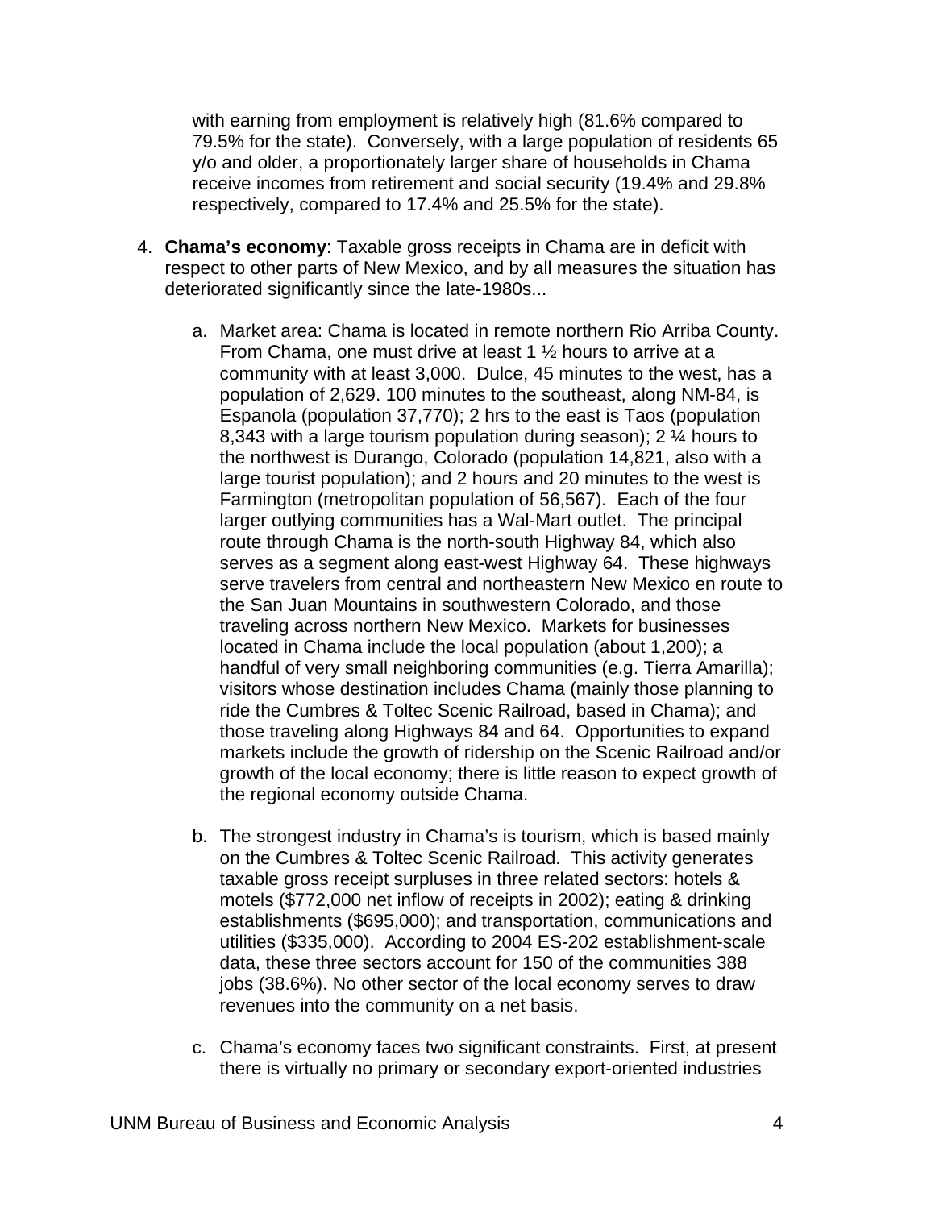with earning from employment is relatively high (81.6% compared to 79.5% for the state). Conversely, with a large population of residents 65 y/o and older, a proportionately larger share of households in Chama receive incomes from retirement and social security (19.4% and 29.8% respectively, compared to 17.4% and 25.5% for the state).

4. **Chama's economy**: Taxable gross receipts in Chama are in deficit with respect to other parts of New Mexico, and by all measures the situation has deteriorated significantly since the late-1980s...

   a. Market area: Chama is located in remote northern Rio Arriba County. From Chama, one must drive at least 1 ½ hours to arrive at a community with at least 3,000. Dulce, 45 minutes to the west, has a population of 2,629. 100 minutes to the southeast, along NM-84, is Espanola (population 37,770); 2 hrs to the east is Taos (population 8,343 with a large tourism population during season); 2 ¼ hours to the northwest is Durango, Colorado (population 14,821, also with a large tourist population); and 2 hours and 20 minutes to the west is Farmington (metropolitan population of 56,567). Each of the four larger outlying communities has a Wal-Mart outlet. The principal route through Chama is the north-south Highway 84, which also serves as a segment along east-west Highway 64. These highways serve travelers from central and northeastern New Mexico en route to the San Juan Mountains in southwestern Colorado, and those traveling across northern New Mexico. Markets for businesses located in Chama include the local population (about 1,200); a handful of very small neighboring communities (e.g. Tierra Amarilla); visitors whose destination includes Chama (mainly those planning to ride the Cumbres & Toltec Scenic Railroad, based in Chama); and those traveling along Highways 84 and 64. Opportunities to expand markets include the growth of ridership on the Scenic Railroad and/or growth of the local economy; there is little reason to expect growth of the regional economy outside Chama.

   b. The strongest industry in Chama's is tourism, which is based mainly on the Cumbres & Toltec Scenic Railroad. This activity generates taxable gross receipt surpluses in three related sectors: hotels & motels ($772,000 net inflow of receipts in 2002); eating & drinking establishments ($695,000); and transportation, communications and utilities ($335,000). According to 2004 ES-202 establishment-scale data, these three sectors account for 150 of the communities 388 jobs (38.6%). No other sector of the local economy serves to draw revenues into the community on a net basis.

   c. Chama's economy faces two significant constraints. First, at present there is virtually no primary or secondary export-oriented industries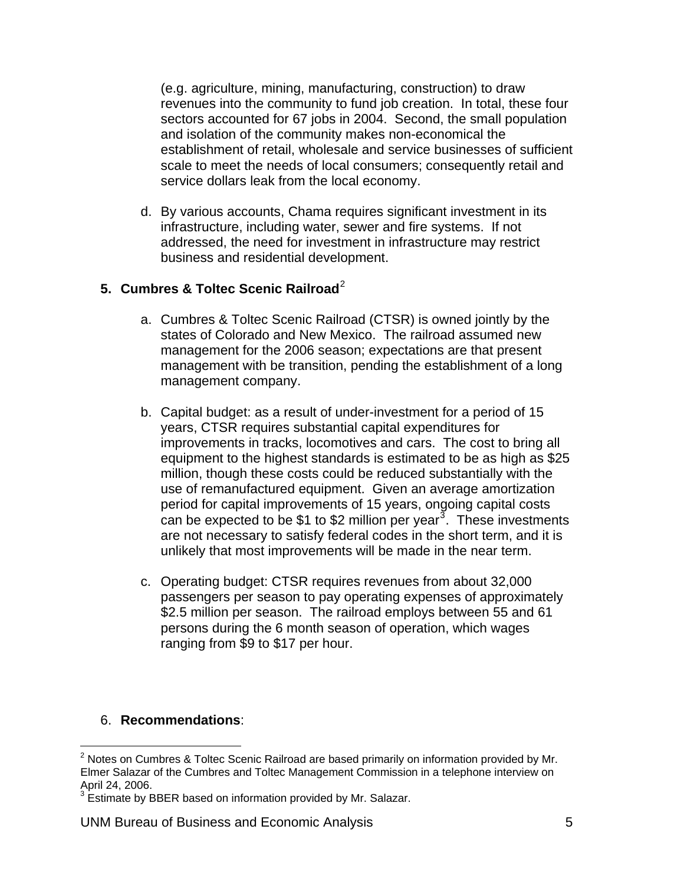(e.g. agriculture, mining, manufacturing, construction) to draw revenues into the community to fund job creation. In total, these four sectors accounted for 67 jobs in 2004. Second, the small population and isolation of the community makes non-economical the establishment of retail, wholesale and service businesses of sufficient scale to meet the needs of local consumers; consequently retail and service dollars leak from the local economy.

d. By various accounts, Chama requires significant investment in its infrastructure, including water, sewer and fire systems. If not addressed, the need for investment in infrastructure may restrict business and residential development.

**5. Cumbres & Toltec Scenic Railroad**[2]

a. Cumbres & Toltec Scenic Railroad (CTSR) is owned jointly by the states of Colorado and New Mexico. The railroad assumed new management for the 2006 season; expectations are that present management with be transition, pending the establishment of a long management company.

b. Capital budget: as a result of under-investment for a period of 15 years, CTSR requires substantial capital expenditures for improvements in tracks, locomotives and cars. The cost to bring all equipment to the highest standards is estimated to be as high as $25 million, though these costs could be reduced substantially with the use of remanufactured equipment. Given an average amortization period for capital improvements of 15 years, ongoing capital costs can be expected to be $1 to $2 million per year[3]. These investments are not necessary to satisfy federal codes in the short term, and it is unlikely that most improvements will be made in the near term.

c. Operating budget: CTSR requires revenues from about 32,000 passengers per season to pay operating expenses of approximately $2.5 million per season. The railroad employs between 55 and 61 persons during the 6 month season of operation, which wages ranging from $9 to $17 per hour.

6. **Recommendations**:

[2] Notes on Cumbres & Toltec Scenic Railroad are based primarily on information provided by Mr. Elmer Salazar of the Cumbres and Toltec Management Commission in a telephone interview on April 24, 2006.

[3] Estimate by BBER based on information provided by Mr. Salazar.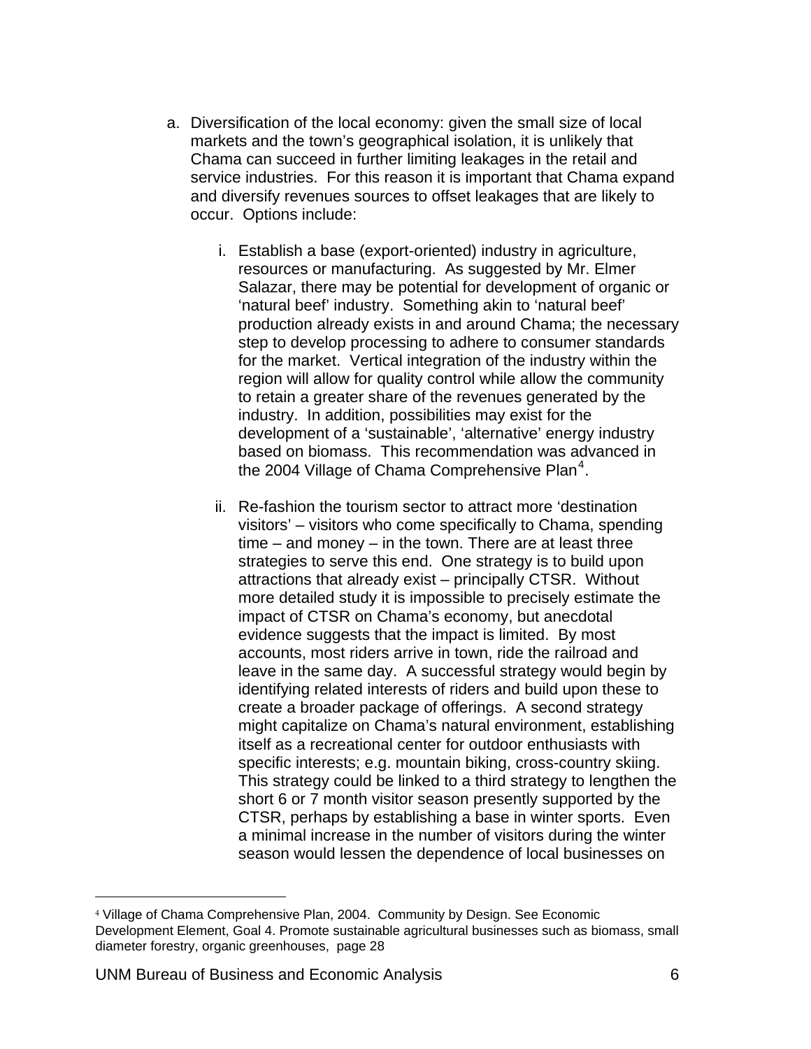a. Diversification of the local economy: given the small size of local markets and the town's geographical isolation, it is unlikely that Chama can succeed in further limiting leakages in the retail and service industries. For this reason it is important that Chama expand and diversify revenues sources to offset leakages that are likely to occur. Options include:

   i. Establish a base (export-oriented) industry in agriculture, resources or manufacturing. As suggested by Mr. Elmer Salazar, there may be potential for development of organic or 'natural beef' industry. Something akin to 'natural beef' production already exists in and around Chama; the necessary step to develop processing to adhere to consumer standards for the market. Vertical integration of the industry within the region will allow for quality control while allow the community to retain a greater share of the revenues generated by the industry. In addition, possibilities may exist for the development of a 'sustainable', 'alternative' energy industry based on biomass. This recommendation was advanced in the 2004 Village of Chama Comprehensive Plan[4].

   ii. Re-fashion the tourism sector to attract more 'destination visitors' – visitors who come specifically to Chama, spending time – and money – in the town. There are at least three strategies to serve this end. One strategy is to build upon attractions that already exist – principally CTSR. Without more detailed study it is impossible to precisely estimate the impact of CTSR on Chama's economy, but anecdotal evidence suggests that the impact is limited. By most accounts, most riders arrive in town, ride the railroad and leave in the same day. A successful strategy would begin by identifying related interests of riders and build upon these to create a broader package of offerings. A second strategy might capitalize on Chama's natural environment, establishing itself as a recreational center for outdoor enthusiasts with specific interests; e.g. mountain biking, cross-country skiing. This strategy could be linked to a third strategy to lengthen the short 6 or 7 month visitor season presently supported by the CTSR, perhaps by establishing a base in winter sports. Even a minimal increase in the number of visitors during the winter season would lessen the dependence of local businesses on

---

[4] Village of Chama Comprehensive Plan, 2004. Community by Design. See Economic Development Element, Goal 4. Promote sustainable agricultural businesses such as biomass, small diameter forestry, organic greenhouses, page 28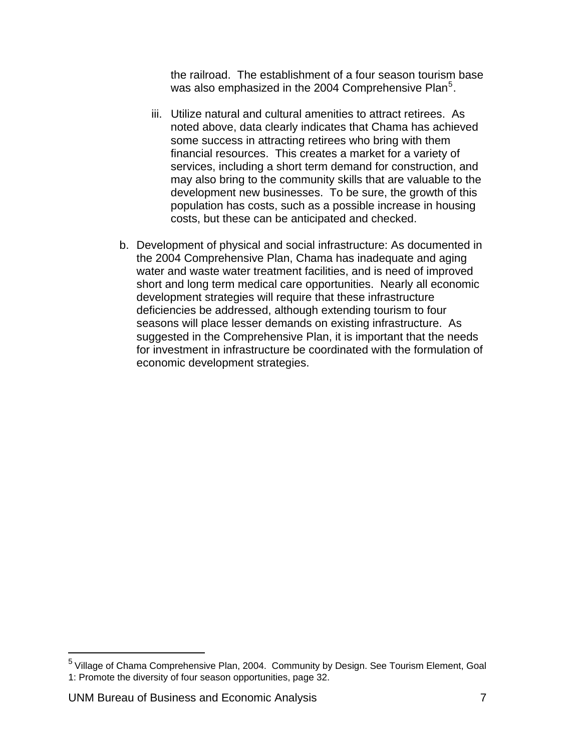the railroad. The establishment of a four season tourism base was also emphasized in the 2004 Comprehensive Plan[5].

iii. Utilize natural and cultural amenities to attract retirees. As noted above, data clearly indicates that Chama has achieved some success in attracting retirees who bring with them financial resources. This creates a market for a variety of services, including a short term demand for construction, and may also bring to the community skills that are valuable to the development new businesses. To be sure, the growth of this population has costs, such as a possible increase in housing costs, but these can be anticipated and checked.

b. Development of physical and social infrastructure: As documented in the 2004 Comprehensive Plan, Chama has inadequate and aging water and waste water treatment facilities, and is need of improved short and long term medical care opportunities. Nearly all economic development strategies will require that these infrastructure deficiencies be addressed, although extending tourism to four seasons will place lesser demands on existing infrastructure. As suggested in the Comprehensive Plan, it is important that the needs for investment in infrastructure be coordinated with the formulation of economic development strategies.

---

[5] Village of Chama Comprehensive Plan, 2004. Community by Design. See Tourism Element, Goal 1: Promote the diversity of four season opportunities, page 32.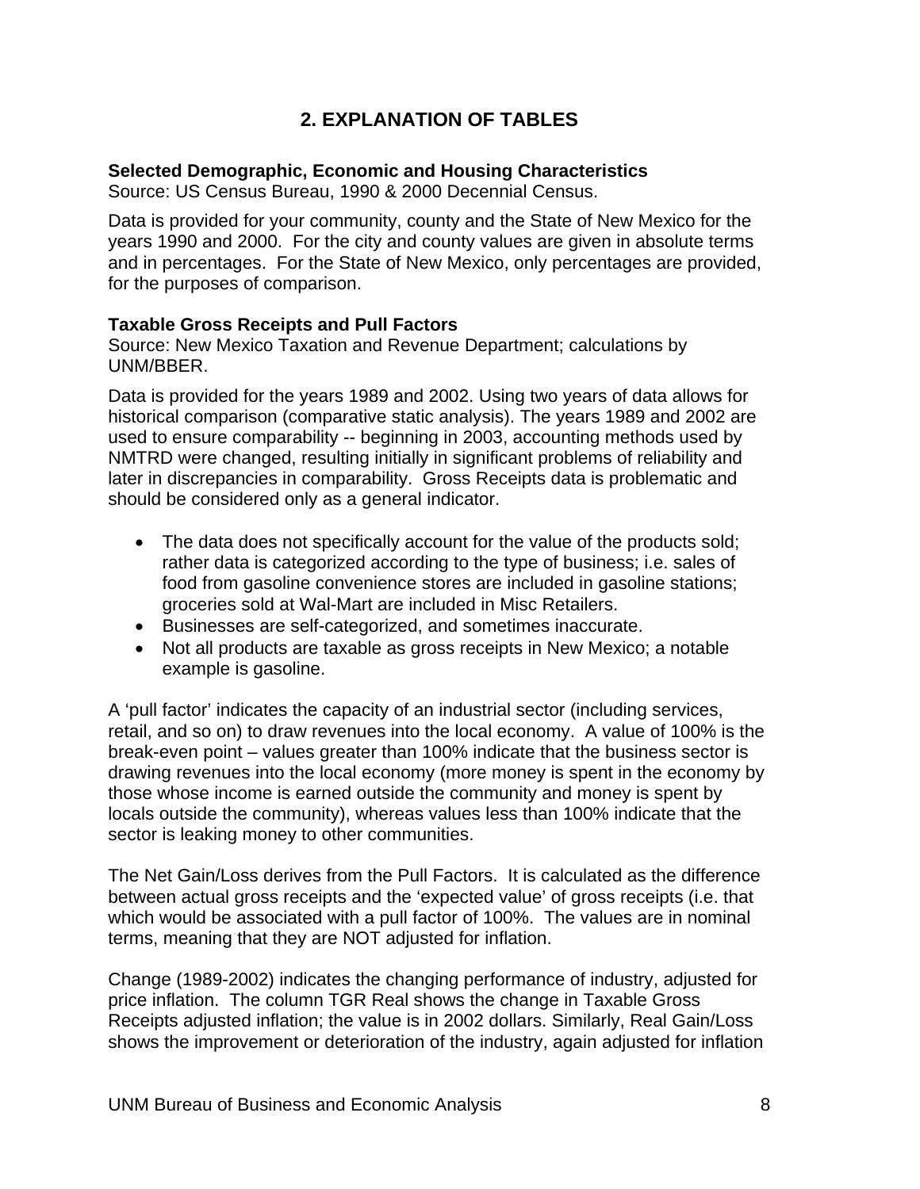## 2. EXPLANATION OF TABLES

**Selected Demographic, Economic and Housing Characteristics**
Source: US Census Bureau, 1990 & 2000 Decennial Census.

Data is provided for your community, county and the State of New Mexico for the years 1990 and 2000. For the city and county values are given in absolute terms and in percentages. For the State of New Mexico, only percentages are provided, for the purposes of comparison.

**Taxable Gross Receipts and Pull Factors**
Source: New Mexico Taxation and Revenue Department; calculations by UNM/BBER.

Data is provided for the years 1989 and 2002. Using two years of data allows for historical comparison (comparative static analysis). The years 1989 and 2002 are used to ensure comparability -- beginning in 2003, accounting methods used by NMTRD were changed, resulting initially in significant problems of reliability and later in discrepancies in comparability. Gross Receipts data is problematic and should be considered only as a general indicator.

- The data does not specifically account for the value of the products sold; rather data is categorized according to the type of business; i.e. sales of food from gasoline convenience stores are included in gasoline stations; groceries sold at Wal-Mart are included in Misc Retailers.
- Businesses are self-categorized, and sometimes inaccurate.
- Not all products are taxable as gross receipts in New Mexico; a notable example is gasoline.

A 'pull factor' indicates the capacity of an industrial sector (including services, retail, and so on) to draw revenues into the local economy. A value of 100% is the break-even point – values greater than 100% indicate that the business sector is drawing revenues into the local economy (more money is spent in the economy by those whose income is earned outside the community and money is spent by locals outside the community), whereas values less than 100% indicate that the sector is leaking money to other communities.

The Net Gain/Loss derives from the Pull Factors. It is calculated as the difference between actual gross receipts and the 'expected value' of gross receipts (i.e. that which would be associated with a pull factor of 100%. The values are in nominal terms, meaning that they are NOT adjusted for inflation.

Change (1989-2002) indicates the changing performance of industry, adjusted for price inflation. The column TGR Real shows the change in Taxable Gross Receipts adjusted inflation; the value is in 2002 dollars. Similarly, Real Gain/Loss shows the improvement or deterioration of the industry, again adjusted for inflation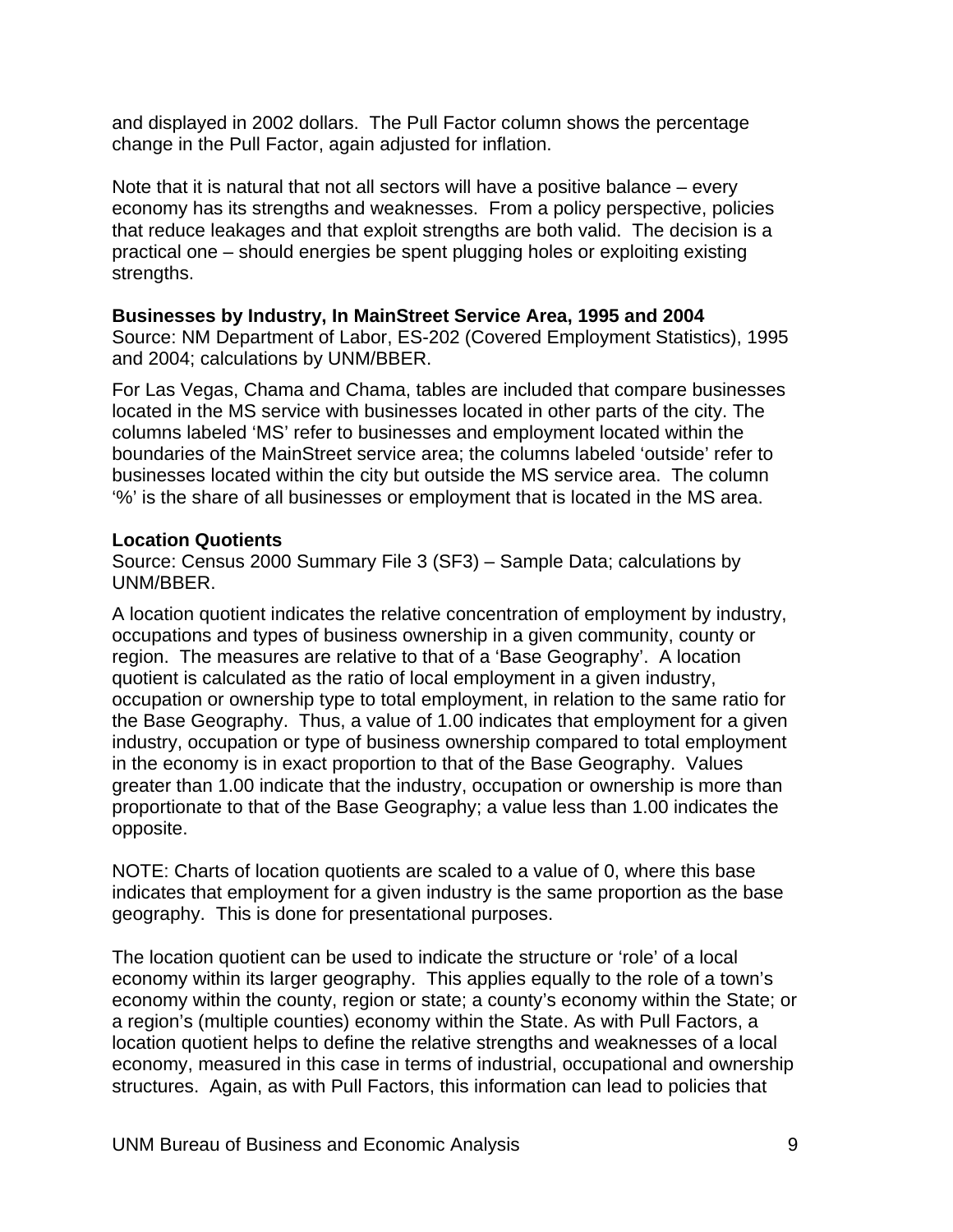and displayed in 2002 dollars. The Pull Factor column shows the percentage change in the Pull Factor, again adjusted for inflation.

Note that it is natural that not all sectors will have a positive balance – every economy has its strengths and weaknesses. From a policy perspective, policies that reduce leakages and that exploit strengths are both valid. The decision is a practical one – should energies be spent plugging holes or exploiting existing strengths.

**Businesses by Industry, In MainStreet Service Area, 1995 and 2004**
Source: NM Department of Labor, ES-202 (Covered Employment Statistics), 1995 and 2004; calculations by UNM/BBER.

For Las Vegas, Chama and Chama, tables are included that compare businesses located in the MS service with businesses located in other parts of the city. The columns labeled 'MS' refer to businesses and employment located within the boundaries of the MainStreet service area; the columns labeled 'outside' refer to businesses located within the city but outside the MS service area. The column '%' is the share of all businesses or employment that is located in the MS area.

**Location Quotients**
Source: Census 2000 Summary File 3 (SF3) – Sample Data; calculations by UNM/BBER.

A location quotient indicates the relative concentration of employment by industry, occupations and types of business ownership in a given community, county or region. The measures are relative to that of a 'Base Geography'. A location quotient is calculated as the ratio of local employment in a given industry, occupation or ownership type to total employment, in relation to the same ratio for the Base Geography. Thus, a value of 1.00 indicates that employment for a given industry, occupation or type of business ownership compared to total employment in the economy is in exact proportion to that of the Base Geography. Values greater than 1.00 indicate that the industry, occupation or ownership is more than proportionate to that of the Base Geography; a value less than 1.00 indicates the opposite.

NOTE: Charts of location quotients are scaled to a value of 0, where this base indicates that employment for a given industry is the same proportion as the base geography. This is done for presentational purposes.

The location quotient can be used to indicate the structure or 'role' of a local economy within its larger geography. This applies equally to the role of a town's economy within the county, region or state; a county's economy within the State; or a region's (multiple counties) economy within the State. As with Pull Factors, a location quotient helps to define the relative strengths and weaknesses of a local economy, measured in this case in terms of industrial, occupational and ownership structures. Again, as with Pull Factors, this information can lead to policies that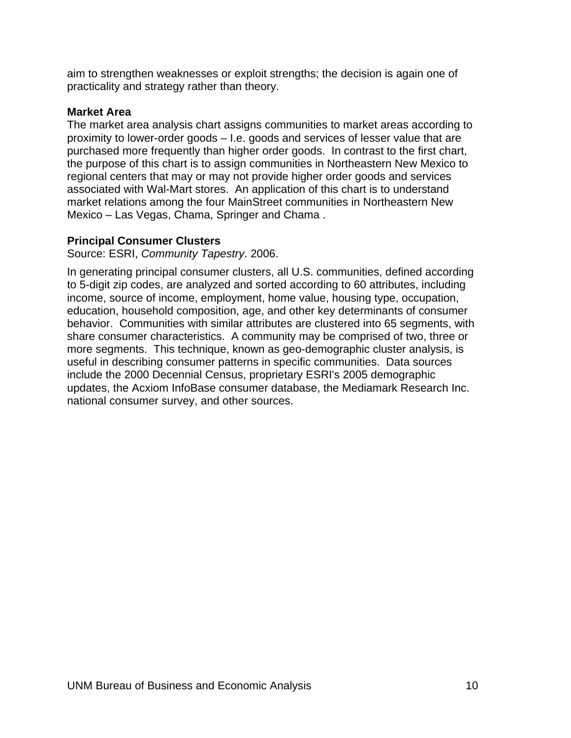aim to strengthen weaknesses or exploit strengths; the decision is again one of practicality and strategy rather than theory.

**Market Area**

The market area analysis chart assigns communities to market areas according to proximity to lower-order goods – I.e. goods and services of lesser value that are purchased more frequently than higher order goods. In contrast to the first chart, the purpose of this chart is to assign communities in Northeastern New Mexico to regional centers that may or may not provide higher order goods and services associated with Wal-Mart stores. An application of this chart is to understand market relations among the four MainStreet communities in Northeastern New Mexico – Las Vegas, Chama, Springer and Chama .

**Principal Consumer Clusters**

Source: ESRI, *Community Tapestry*. 2006.

In generating principal consumer clusters, all U.S. communities, defined according to 5-digit zip codes, are analyzed and sorted according to 60 attributes, including income, source of income, employment, home value, housing type, occupation, education, household composition, age, and other key determinants of consumer behavior. Communities with similar attributes are clustered into 65 segments, with share consumer characteristics. A community may be comprised of two, three or more segments. This technique, known as geo-demographic cluster analysis, is useful in describing consumer patterns in specific communities. Data sources include the 2000 Decennial Census, proprietary ESRI's 2005 demographic updates, the Acxiom InfoBase consumer database, the Mediamark Research Inc. national consumer survey, and other sources.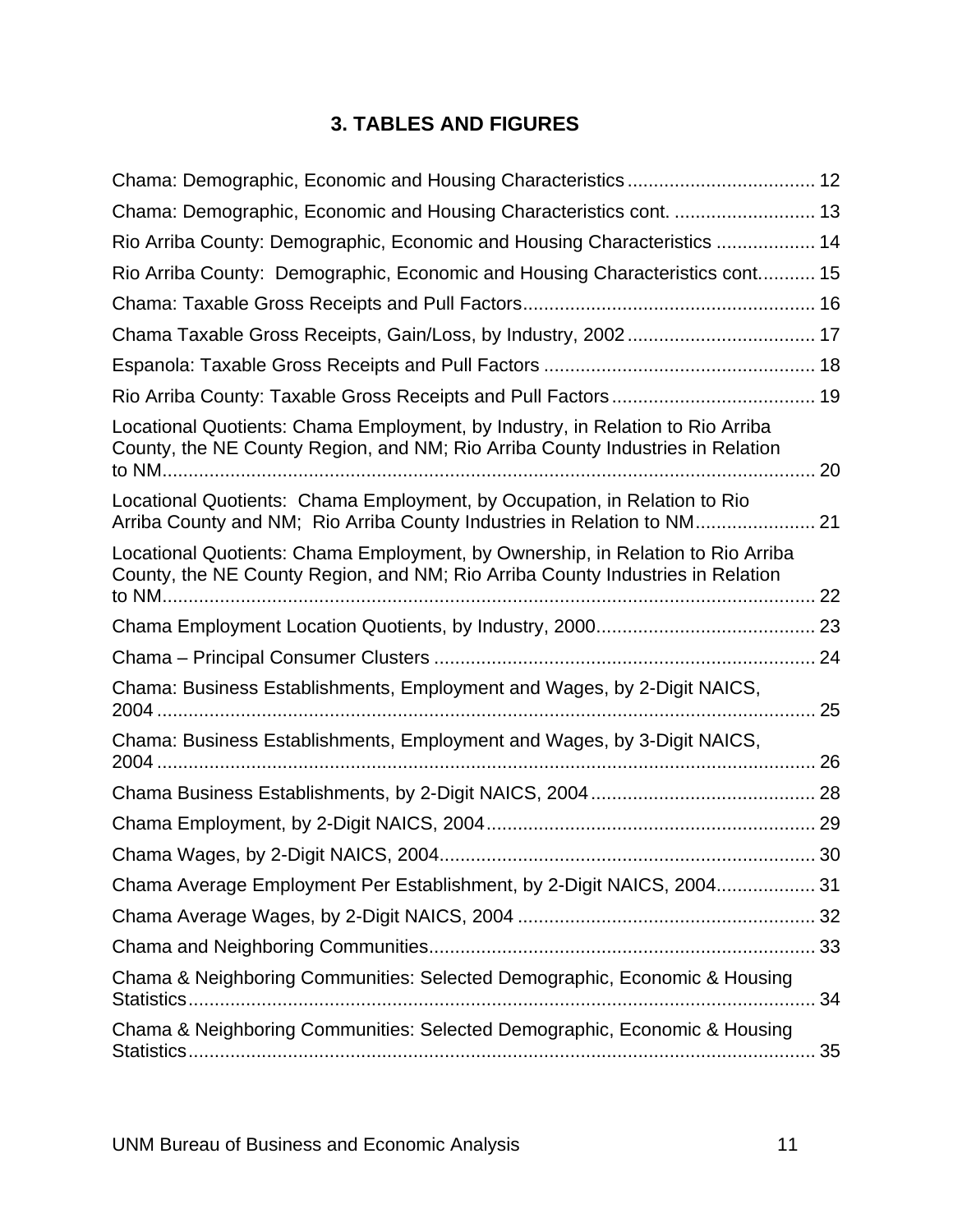# 3. TABLES AND FIGURES

Chama: Demographic, Economic and Housing Characteristics .................................... 12

Chama: Demographic, Economic and Housing Characteristics cont. ........................... 13

Rio Arriba County: Demographic, Economic and Housing Characteristics ................... 14

Rio Arriba County: Demographic, Economic and Housing Characteristics cont........... 15

Chama: Taxable Gross Receipts and Pull Factors........................................................ 16

Chama Taxable Gross Receipts, Gain/Loss, by Industry, 2002 .................................... 17

Espanola: Taxable Gross Receipts and Pull Factors .................................................... 18

Rio Arriba County: Taxable Gross Receipts and Pull Factors ....................................... 19

Locational Quotients: Chama Employment, by Industry, in Relation to Rio Arriba County, the NE County Region, and NM; Rio Arriba County Industries in Relation to NM............................................................................................................................ 20

Locational Quotients: Chama Employment, by Occupation, in Relation to Rio Arriba County and NM; Rio Arriba County Industries in Relation to NM....................... 21

Locational Quotients: Chama Employment, by Ownership, in Relation to Rio Arriba County, the NE County Region, and NM; Rio Arriba County Industries in Relation to NM............................................................................................................................ 22

Chama Employment Location Quotients, by Industry, 2000.......................................... 23

Chama – Principal Consumer Clusters ......................................................................... 24

Chama: Business Establishments, Employment and Wages, by 2-Digit NAICS, 2004 ............................................................................................................................... 25

Chama: Business Establishments, Employment and Wages, by 3-Digit NAICS, 2004 ............................................................................................................................... 26

Chama Business Establishments, by 2-Digit NAICS, 2004 ........................................... 28

Chama Employment, by 2-Digit NAICS, 2004............................................................... 29

Chama Wages, by 2-Digit NAICS, 2004........................................................................ 30

Chama Average Employment Per Establishment, by 2-Digit NAICS, 2004................... 31

Chama Average Wages, by 2-Digit NAICS, 2004 ......................................................... 32

Chama and Neighboring Communities.......................................................................... 33

Chama & Neighboring Communities: Selected Demographic, Economic & Housing Statistics........................................................................................................................ 34

Chama & Neighboring Communities: Selected Demographic, Economic & Housing Statistics........................................................................................................................ 35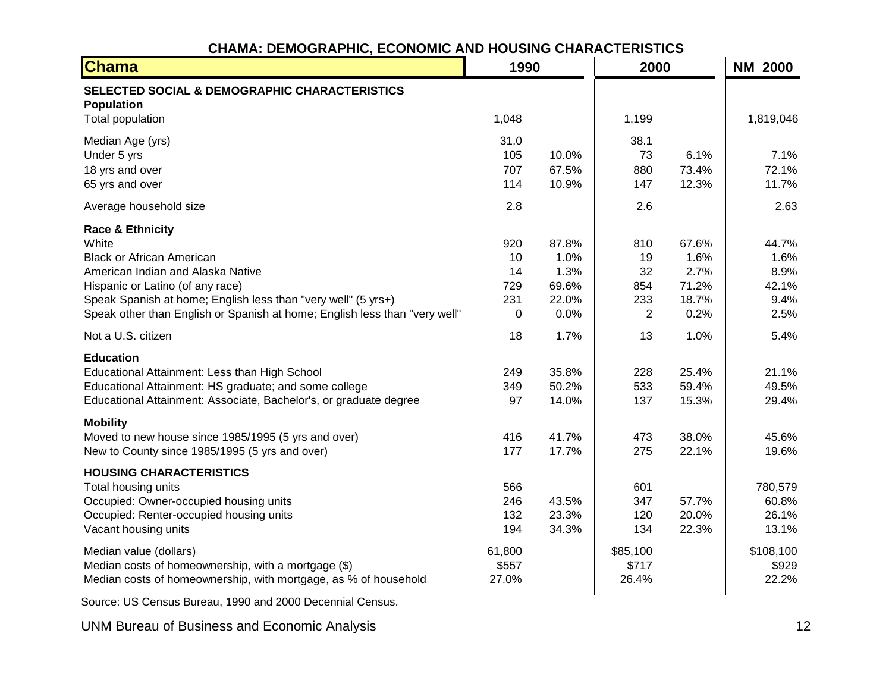## CHAMA: DEMOGRAPHIC, ECONOMIC AND HOUSING CHARACTERISTICS

| Chama | 1990 | | 2000 | | NM 2000 |
|---|---|---|---|---|---|
| **SELECTED SOCIAL & DEMOGRAPHIC CHARACTERISTICS** | | | | | |
| **Population** | | | | | |
| Total population | 1,048 | | 1,199 | | 1,819,046 |
| Median Age (yrs) | 31.0 | | 38.1 | | |
| Under 5 yrs | 105 | 10.0% | 73 | 6.1% | 7.1% |
| 18 yrs and over | 707 | 67.5% | 880 | 73.4% | 72.1% |
| 65 yrs and over | 114 | 10.9% | 147 | 12.3% | 11.7% |
| Average household size | 2.8 | | 2.6 | | 2.63 |
| **Race & Ethnicity** | | | | | |
| White | 920 | 87.8% | 810 | 67.6% | 44.7% |
| Black or African American | 10 | 1.0% | 19 | 1.6% | 1.6% |
| American Indian and Alaska Native | 14 | 1.3% | 32 | 2.7% | 8.9% |
| Hispanic or Latino (of any race) | 729 | 69.6% | 854 | 71.2% | 42.1% |
| Speak Spanish at home; English less than "very well" (5 yrs+) | 231 | 22.0% | 233 | 18.7% | 9.4% |
| Speak other than English or Spanish at home; English less than "very well" | 0 | 0.0% | 2 | 0.2% | 2.5% |
| Not a U.S. citizen | 18 | 1.7% | 13 | 1.0% | 5.4% |
| **Education** | | | | | |
| Educational Attainment: Less than High School | 249 | 35.8% | 228 | 25.4% | 21.1% |
| Educational Attainment: HS graduate; and some college | 349 | 50.2% | 533 | 59.4% | 49.5% |
| Educational Attainment: Associate, Bachelor's, or graduate degree | 97 | 14.0% | 137 | 15.3% | 29.4% |
| **Mobility** | | | | | |
| Moved to new house since 1985/1995 (5 yrs and over) | 416 | 41.7% | 473 | 38.0% | 45.6% |
| New to County since 1985/1995 (5 yrs and over) | 177 | 17.7% | 275 | 22.1% | 19.6% |
| **HOUSING CHARACTERISTICS** | | | | | |
| Total housing units | 566 | | 601 | | 780,579 |
| Occupied: Owner-occupied housing units | 246 | 43.5% | 347 | 57.7% | 60.8% |
| Occupied: Renter-occupied housing units | 132 | 23.3% | 120 | 20.0% | 26.1% |
| Vacant housing units | 194 | 34.3% | 134 | 22.3% | 13.1% |
| Median value (dollars) | 61,800 | | $85,100 | | $108,100 |
| Median costs of homeownership, with a mortgage ($) | $557 | | $717 | | $929 |
| Median costs of homeownership, with mortgage, as % of household | 27.0% | | 26.4% | | 22.2% |

Source: US Census Bureau, 1990 and 2000 Decennial Census.

UNM Bureau of Business and Economic Analysis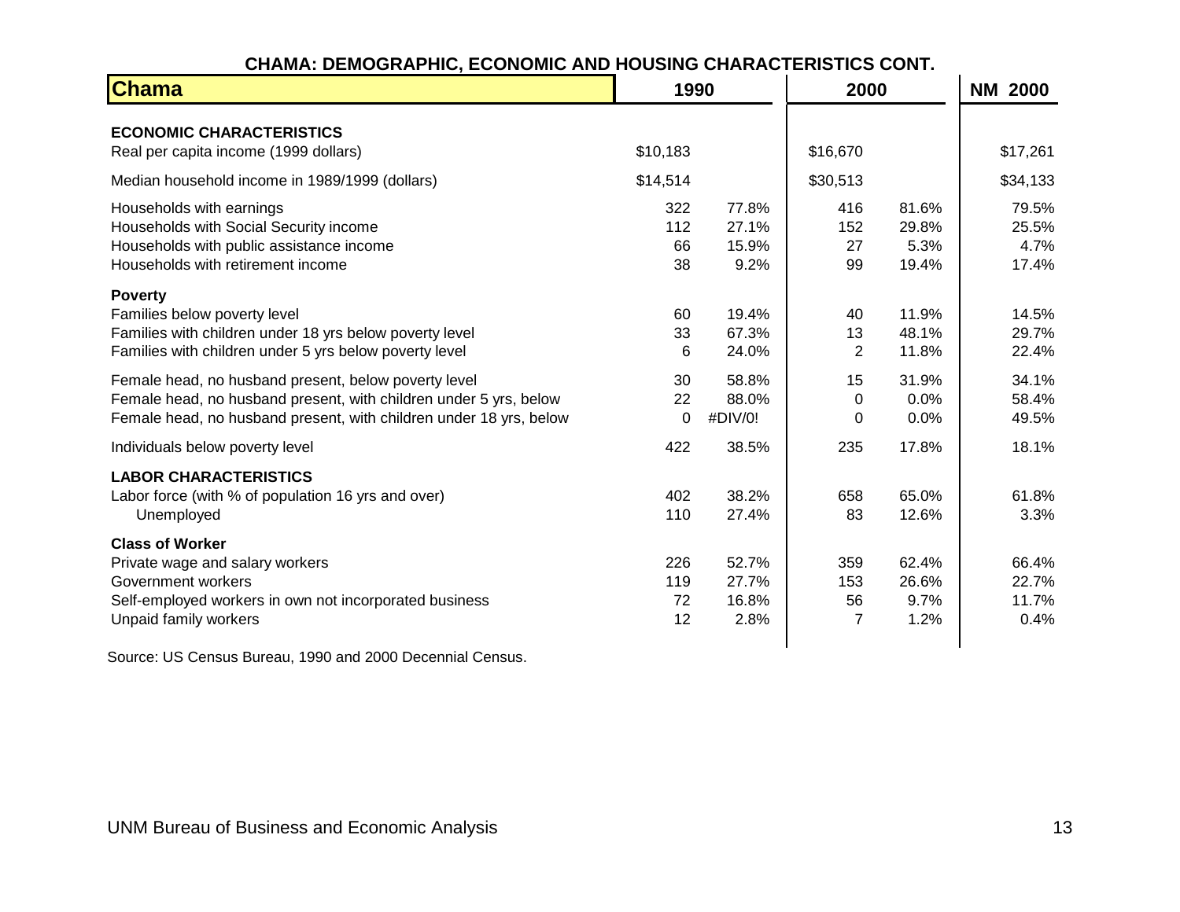## CHAMA: DEMOGRAPHIC, ECONOMIC AND HOUSING CHARACTERISTICS CONT.

| Chama | 1990 | | 2000 | | NM 2000 |
|---|---|---|---|---|---|
| **ECONOMIC CHARACTERISTICS** | | | | | |
| Real per capita income (1999 dollars) | $10,183 | | $16,670 | | $17,261 |
| Median household income in 1989/1999 (dollars) | $14,514 | | $30,513 | | $34,133 |
| Households with earnings | 322 | 77.8% | 416 | 81.6% | 79.5% |
| Households with Social Security income | 112 | 27.1% | 152 | 29.8% | 25.5% |
| Households with public assistance income | 66 | 15.9% | 27 | 5.3% | 4.7% |
| Households with retirement income | 38 | 9.2% | 99 | 19.4% | 17.4% |
| **Poverty** | | | | | |
| Families below poverty level | 60 | 19.4% | 40 | 11.9% | 14.5% |
| Families with children under 18 yrs below poverty level | 33 | 67.3% | 13 | 48.1% | 29.7% |
| Families with children under 5 yrs below poverty level | 6 | 24.0% | 2 | 11.8% | 22.4% |
| Female head, no husband present, below poverty level | 30 | 58.8% | 15 | 31.9% | 34.1% |
| Female head, no husband present, with children under 5 yrs, below | 22 | 88.0% | 0 | 0.0% | 58.4% |
| Female head, no husband present, with children under 18 yrs, below | 0 | #DIV/0! | 0 | 0.0% | 49.5% |
| Individuals below poverty level | 422 | 38.5% | 235 | 17.8% | 18.1% |
| **LABOR CHARACTERISTICS** | | | | | |
| Labor force (with % of population 16 yrs and over) | 402 | 38.2% | 658 | 65.0% | 61.8% |
| Unemployed | 110 | 27.4% | 83 | 12.6% | 3.3% |
| **Class of Worker** | | | | | |
| Private wage and salary workers | 226 | 52.7% | 359 | 62.4% | 66.4% |
| Government workers | 119 | 27.7% | 153 | 26.6% | 22.7% |
| Self-employed workers in own not incorporated business | 72 | 16.8% | 56 | 9.7% | 11.7% |
| Unpaid family workers | 12 | 2.8% | 7 | 1.2% | 0.4% |

Source: US Census Bureau, 1990 and 2000 Decennial Census.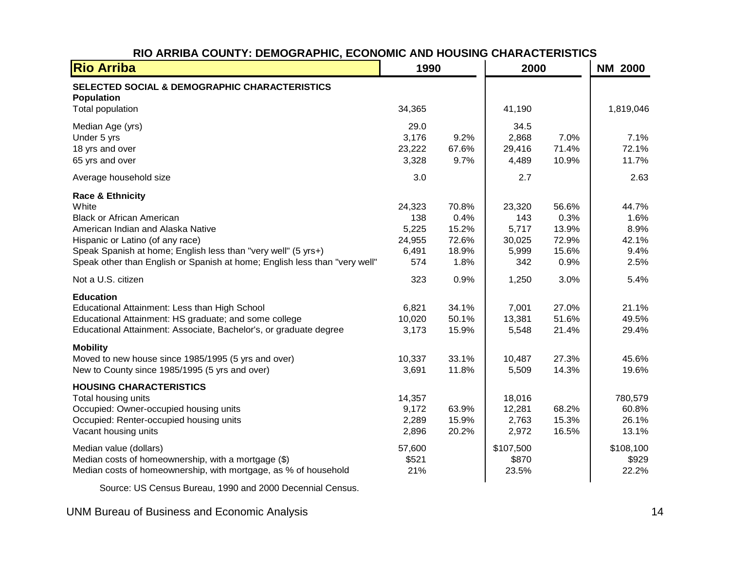## RIO ARRIBA COUNTY: DEMOGRAPHIC, ECONOMIC AND HOUSING CHARACTERISTICS

| Rio Arriba | 1990 | | 2000 | | NM 2000 |
|---|---|---|---|---|---|
| **SELECTED SOCIAL & DEMOGRAPHIC CHARACTERISTICS** | | | | | |
| **Population** | | | | | |
| Total population | 34,365 | | 41,190 | | 1,819,046 |
| Median Age (yrs) | 29.0 | | 34.5 | | |
| Under 5 yrs | 3,176 | 9.2% | 2,868 | 7.0% | 7.1% |
| 18 yrs and over | 23,222 | 67.6% | 29,416 | 71.4% | 72.1% |
| 65 yrs and over | 3,328 | 9.7% | 4,489 | 10.9% | 11.7% |
| Average household size | 3.0 | | 2.7 | | 2.63 |
| **Race & Ethnicity** | | | | | |
| White | 24,323 | 70.8% | 23,320 | 56.6% | 44.7% |
| Black or African American | 138 | 0.4% | 143 | 0.3% | 1.6% |
| American Indian and Alaska Native | 5,225 | 15.2% | 5,717 | 13.9% | 8.9% |
| Hispanic or Latino (of any race) | 24,955 | 72.6% | 30,025 | 72.9% | 42.1% |
| Speak Spanish at home; English less than "very well" (5 yrs+) | 6,491 | 18.9% | 5,999 | 15.6% | 9.4% |
| Speak other than English or Spanish at home; English less than "very well" | 574 | 1.8% | 342 | 0.9% | 2.5% |
| Not a U.S. citizen | 323 | 0.9% | 1,250 | 3.0% | 5.4% |
| **Education** | | | | | |
| Educational Attainment: Less than High School | 6,821 | 34.1% | 7,001 | 27.0% | 21.1% |
| Educational Attainment: HS graduate; and some college | 10,020 | 50.1% | 13,381 | 51.6% | 49.5% |
| Educational Attainment: Associate, Bachelor's, or graduate degree | 3,173 | 15.9% | 5,548 | 21.4% | 29.4% |
| **Mobility** | | | | | |
| Moved to new house since 1985/1995 (5 yrs and over) | 10,337 | 33.1% | 10,487 | 27.3% | 45.6% |
| New to County since 1985/1995 (5 yrs and over) | 3,691 | 11.8% | 5,509 | 14.3% | 19.6% |
| **HOUSING CHARACTERISTICS** | | | | | |
| Total housing units | 14,357 | | 18,016 | | 780,579 |
| Occupied: Owner-occupied housing units | 9,172 | 63.9% | 12,281 | 68.2% | 60.8% |
| Occupied: Renter-occupied housing units | 2,289 | 15.9% | 2,763 | 15.3% | 26.1% |
| Vacant housing units | 2,896 | 20.2% | 2,972 | 16.5% | 13.1% |
| Median value (dollars) | 57,600 | | $107,500 | | $108,100 |
| Median costs of homeownership, with a mortgage ($) | $521 | | $870 | | $929 |
| Median costs of homeownership, with mortgage, as % of household | 21% | | 23.5% | | 22.2% |

Source: US Census Bureau, 1990 and 2000 Decennial Census.

UNM Bureau of Business and Economic Analysis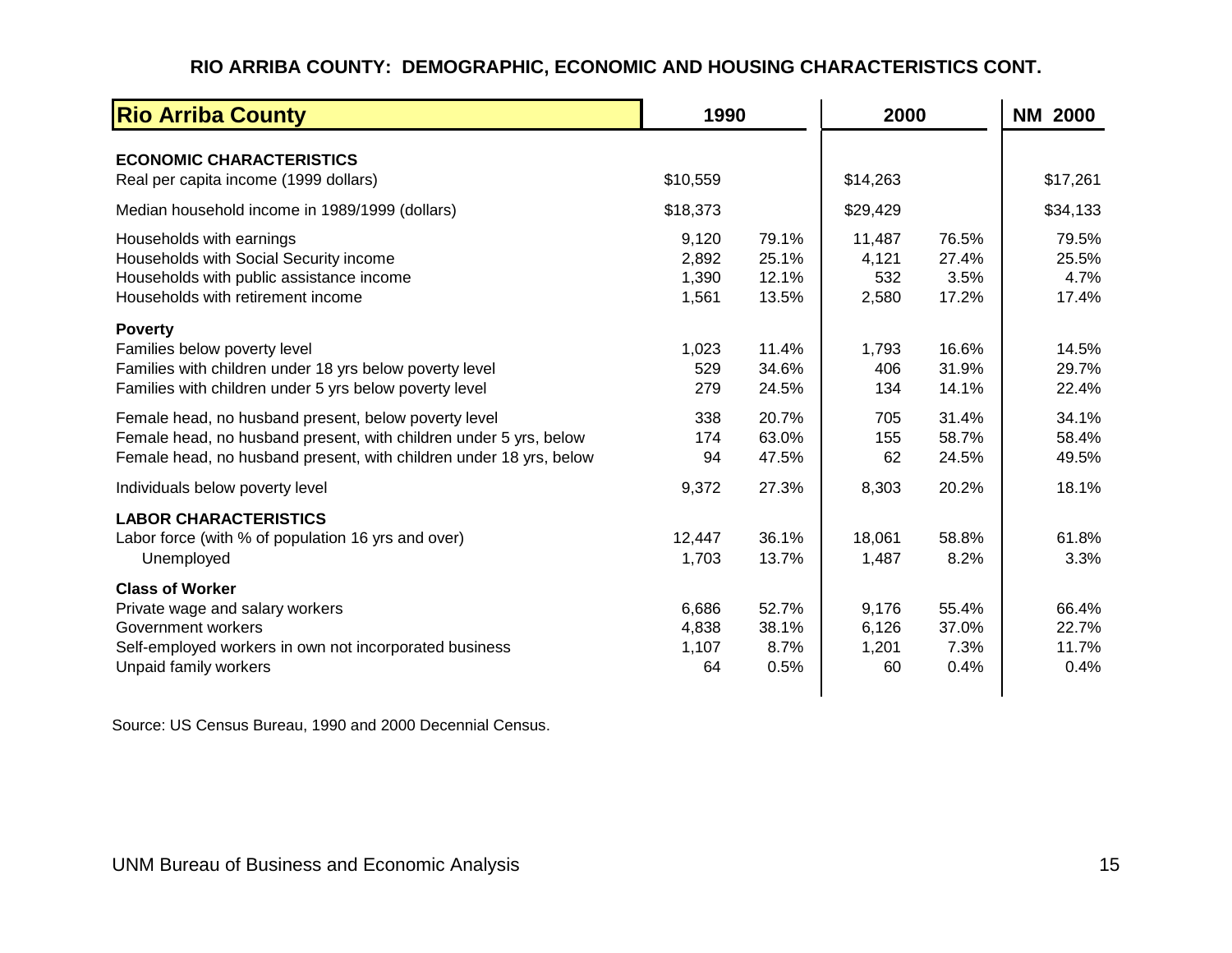## RIO ARRIBA COUNTY: DEMOGRAPHIC, ECONOMIC AND HOUSING CHARACTERISTICS CONT.

| Rio Arriba County | 1990 | | 2000 | | NM 2000 |
|---|---|---|---|---|---|
| **ECONOMIC CHARACTERISTICS** | | | | | |
| Real per capita income (1999 dollars) | $10,559 | | $14,263 | | $17,261 |
| Median household income in 1989/1999 (dollars) | $18,373 | | $29,429 | | $34,133 |
| Households with earnings | 9,120 | 79.1% | 11,487 | 76.5% | 79.5% |
| Households with Social Security income | 2,892 | 25.1% | 4,121 | 27.4% | 25.5% |
| Households with public assistance income | 1,390 | 12.1% | 532 | 3.5% | 4.7% |
| Households with retirement income | 1,561 | 13.5% | 2,580 | 17.2% | 17.4% |
| **Poverty** | | | | | |
| Families below poverty level | 1,023 | 11.4% | 1,793 | 16.6% | 14.5% |
| Families with children under 18 yrs below poverty level | 529 | 34.6% | 406 | 31.9% | 29.7% |
| Families with children under 5 yrs below poverty level | 279 | 24.5% | 134 | 14.1% | 22.4% |
| Female head, no husband present, below poverty level | 338 | 20.7% | 705 | 31.4% | 34.1% |
| Female head, no husband present, with children under 5 yrs, below | 174 | 63.0% | 155 | 58.7% | 58.4% |
| Female head, no husband present, with children under 18 yrs, below | 94 | 47.5% | 62 | 24.5% | 49.5% |
| Individuals below poverty level | 9,372 | 27.3% | 8,303 | 20.2% | 18.1% |
| **LABOR CHARACTERISTICS** | | | | | |
| Labor force (with % of population 16 yrs and over) | 12,447 | 36.1% | 18,061 | 58.8% | 61.8% |
| Unemployed | 1,703 | 13.7% | 1,487 | 8.2% | 3.3% |
| **Class of Worker** | | | | | |
| Private wage and salary workers | 6,686 | 52.7% | 9,176 | 55.4% | 66.4% |
| Government workers | 4,838 | 38.1% | 6,126 | 37.0% | 22.7% |
| Self-employed workers in own not incorporated business | 1,107 | 8.7% | 1,201 | 7.3% | 11.7% |
| Unpaid family workers | 64 | 0.5% | 60 | 0.4% | 0.4% |

Source: US Census Bureau, 1990 and 2000 Decennial Census.

UNM Bureau of Business and Economic Analysis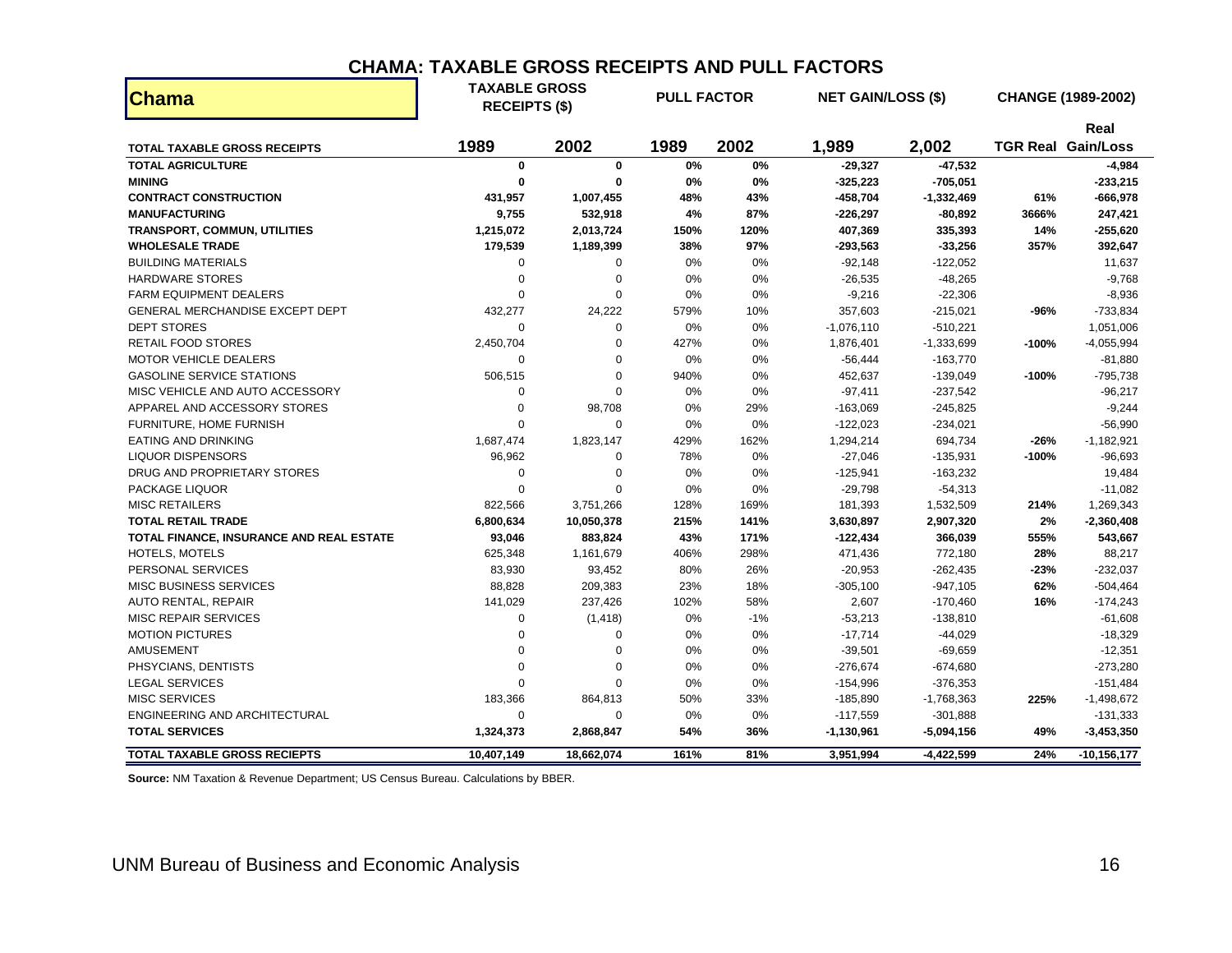## CHAMA: TAXABLE GROSS RECEIPTS AND PULL FACTORS

| Chama | TAXABLE GROSS RECEIPTS ($) | | PULL FACTOR | | NET GAIN/LOSS ($) | | CHANGE (1989-2002) | |
|---|---|---|---|---|---|---|---|---|
| **TOTAL TAXABLE GROSS RECEIPTS** | 1989 | 2002 | 1989 | 2002 | 1,989 | 2,002 | TGR | Real Gain/Loss |
| **TOTAL AGRICULTURE** | **0** | **0** | **0%** | **0%** | **-29,327** | **-47,532** | | **-4,984** |
| **MINING** | **0** | **0** | **0%** | **0%** | **-325,223** | **-705,051** | | **-233,215** |
| **CONTRACT CONSTRUCTION** | **431,957** | **1,007,455** | **48%** | **43%** | **-458,704** | **-1,332,469** | **61%** | **-666,978** |
| **MANUFACTURING** | **9,755** | **532,918** | **4%** | **87%** | **-226,297** | **-80,892** | **3666%** | **247,421** |
| **TRANSPORT, COMMUN, UTILITIES** | **1,215,072** | **2,013,724** | **150%** | **120%** | **407,369** | **335,393** | **14%** | **-255,620** |
| **WHOLESALE TRADE** | **179,539** | **1,189,399** | **38%** | **97%** | **-293,563** | **-33,256** | **357%** | **392,647** |
| BUILDING MATERIALS | 0 | 0 | 0% | 0% | -92,148 | -122,052 | | 11,637 |
| HARDWARE STORES | 0 | 0 | 0% | 0% | -26,535 | -48,265 | | -9,768 |
| FARM EQUIPMENT DEALERS | 0 | 0 | 0% | 0% | -9,216 | -22,306 | | -8,936 |
| GENERAL MERCHANDISE EXCEPT DEPT | 432,277 | 24,222 | 579% | 10% | 357,603 | -215,021 | **-96%** | -733,834 |
| DEPT STORES | 0 | 0 | 0% | 0% | -1,076,110 | -510,221 | | 1,051,006 |
| RETAIL FOOD STORES | 2,450,704 | 0 | 427% | 0% | 1,876,401 | -1,333,699 | **-100%** | -4,055,994 |
| MOTOR VEHICLE DEALERS | 0 | 0 | 0% | 0% | -56,444 | -163,770 | | -81,880 |
| GASOLINE SERVICE STATIONS | 506,515 | 0 | 940% | 0% | 452,637 | -139,049 | **-100%** | -795,738 |
| MISC VEHICLE AND AUTO ACCESSORY | 0 | 0 | 0% | 0% | -97,411 | -237,542 | | -96,217 |
| APPAREL AND ACCESSORY STORES | 0 | 98,708 | 0% | 29% | -163,069 | -245,825 | | -9,244 |
| FURNITURE, HOME FURNISH | 0 | 0 | 0% | 0% | -122,023 | -234,021 | | -56,990 |
| EATING AND DRINKING | 1,687,474 | 1,823,147 | 429% | 162% | 1,294,214 | 694,734 | **-26%** | -1,182,921 |
| LIQUOR DISPENSORS | 96,962 | 0 | 78% | 0% | -27,046 | -135,931 | **-100%** | -96,693 |
| DRUG AND PROPRIETARY STORES | 0 | 0 | 0% | 0% | -125,941 | -163,232 | | 19,484 |
| PACKAGE LIQUOR | 0 | 0 | 0% | 0% | -29,798 | -54,313 | | -11,082 |
| MISC RETAILERS | 822,566 | 3,751,266 | 128% | 169% | 181,393 | 1,532,509 | **214%** | 1,269,343 |
| **TOTAL RETAIL TRADE** | **6,800,634** | **10,050,378** | **215%** | **141%** | **3,630,897** | **2,907,320** | **2%** | **-2,360,408** |
| **TOTAL FINANCE, INSURANCE AND REAL ESTATE** | **93,046** | **883,824** | **43%** | **171%** | **-122,434** | **366,039** | **555%** | **543,667** |
| HOTELS, MOTELS | 625,348 | 1,161,679 | 406% | 298% | 471,436 | 772,180 | **28%** | 88,217 |
| PERSONAL SERVICES | 83,930 | 93,452 | 80% | 26% | -20,953 | -262,435 | **-23%** | -232,037 |
| MISC BUSINESS SERVICES | 88,828 | 209,383 | 23% | 18% | -305,100 | -947,105 | **62%** | -504,464 |
| AUTO RENTAL, REPAIR | 141,029 | 237,426 | 102% | 58% | 2,607 | -170,460 | **16%** | -174,243 |
| MISC REPAIR SERVICES | 0 | (1,418) | 0% | -1% | -53,213 | -138,810 | | -61,608 |
| MOTION PICTURES | 0 | 0 | 0% | 0% | -17,714 | -44,029 | | -18,329 |
| AMUSEMENT | 0 | 0 | 0% | 0% | -39,501 | -69,659 | | -12,351 |
| PHSYCIANS, DENTISTS | 0 | 0 | 0% | 0% | -276,674 | -674,680 | | -273,280 |
| LEGAL SERVICES | 0 | 0 | 0% | 0% | -154,996 | -376,353 | | -151,484 |
| MISC SERVICES | 183,366 | 864,813 | 50% | 33% | -185,890 | -1,768,363 | **225%** | -1,498,672 |
| ENGINEERING AND ARCHITECTURAL | 0 | 0 | 0% | 0% | -117,559 | -301,888 | | -131,333 |
| **TOTAL SERVICES** | **1,324,373** | **2,868,847** | **54%** | **36%** | **-1,130,961** | **-5,094,156** | **49%** | **-3,453,350** |
| **TOTAL TAXABLE GROSS RECIEPTS** | **10,407,149** | **18,662,074** | **161%** | **81%** | **3,951,994** | **-4,422,599** | **24%** | **-10,156,177** |

**Source:** NM Taxation & Revenue Department; US Census Bureau. Calculations by BBER.

UNM Bureau of Business and Economic Analysis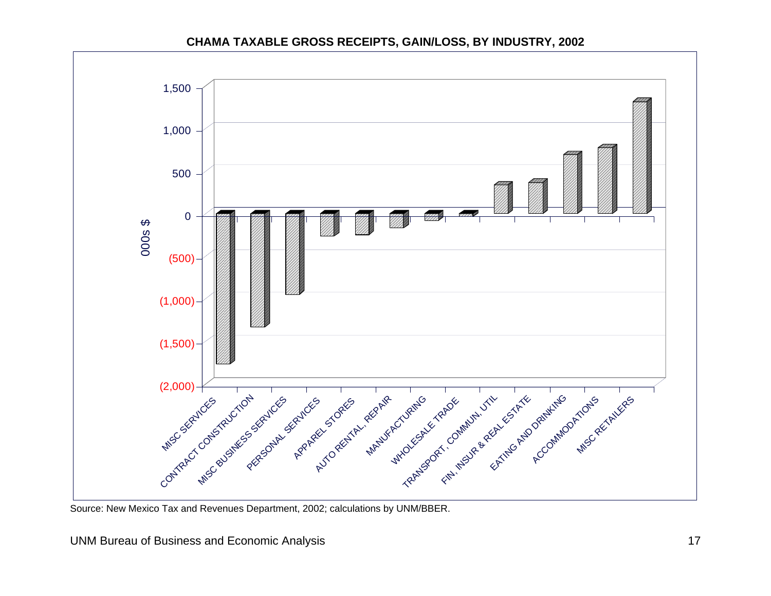**CHAMA TAXABLE GROSS RECEIPTS, GAIN/LOSS, BY INDUSTRY, 2002**

Source: New Mexico Tax and Revenues Department, 2002; calculations by UNM/BBER.

UNM Bureau of Business and Economic Analysis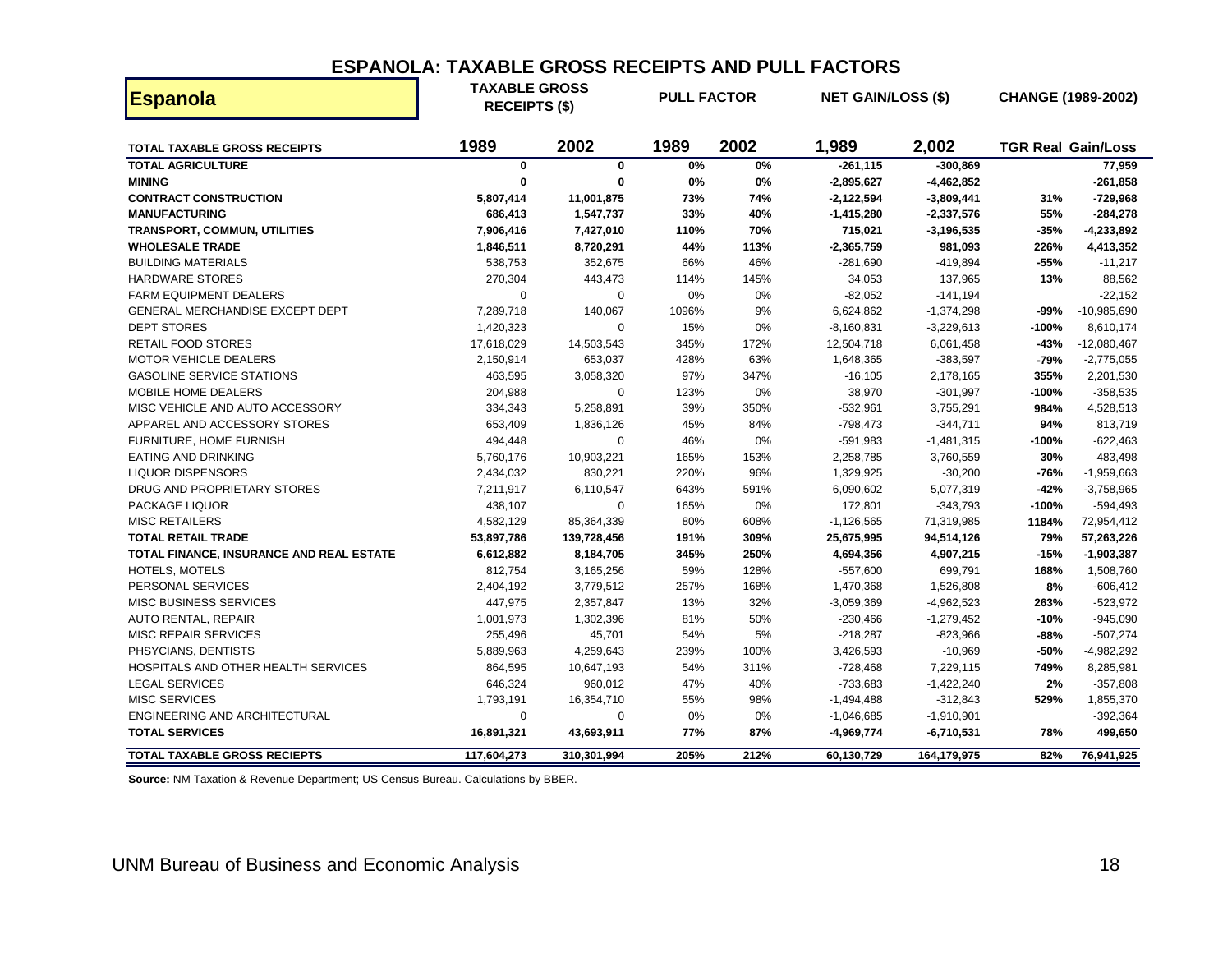# ESPANOLA: TAXABLE GROSS RECEIPTS AND PULL FACTORS

| Espanola | TAXABLE GROSS RECEIPTS ($) | | PULL FACTOR | | NET GAIN/LOSS ($) | | CHANGE (1989-2002) | |
|---|---|---|---|---|---|---|---|---|
| TOTAL TAXABLE GROSS RECEIPTS | 1989 | 2002 | 1989 | 2002 | 1,989 | 2,002 | TGR Real | Gain/Loss |
| **TOTAL AGRICULTURE** | **0** | **0** | **0%** | **0%** | **-261,115** | **-300,869** | | **77,959** |
| **MINING** | **0** | **0** | **0%** | **0%** | **-2,895,627** | **-4,462,852** | | **-261,858** |
| **CONTRACT CONSTRUCTION** | **5,807,414** | **11,001,875** | **73%** | **74%** | **-2,122,594** | **-3,809,441** | **31%** | **-729,968** |
| **MANUFACTURING** | **686,413** | **1,547,737** | **33%** | **40%** | **-1,415,280** | **-2,337,576** | **55%** | **-284,278** |
| **TRANSPORT, COMMUN, UTILITIES** | **7,906,416** | **7,427,010** | **110%** | **70%** | **715,021** | **-3,196,535** | **-35%** | **-4,233,892** |
| **WHOLESALE TRADE** | **1,846,511** | **8,720,291** | **44%** | **113%** | **-2,365,759** | **981,093** | **226%** | **4,413,352** |
| BUILDING MATERIALS | 538,753 | 352,675 | 66% | 46% | -281,690 | -419,894 | -55% | -11,217 |
| HARDWARE STORES | 270,304 | 443,473 | 114% | 145% | 34,053 | 137,965 | 13% | 88,562 |
| FARM EQUIPMENT DEALERS | 0 | 0 | 0% | 0% | -82,052 | -141,194 | | -22,152 |
| GENERAL MERCHANDISE EXCEPT DEPT | 7,289,718 | 140,067 | 1096% | 9% | 6,624,862 | -1,374,298 | -99% | -10,985,690 |
| DEPT STORES | 1,420,323 | 0 | 15% | 0% | -8,160,831 | -3,229,613 | -100% | 8,610,174 |
| RETAIL FOOD STORES | 17,618,029 | 14,503,543 | 345% | 172% | 12,504,718 | 6,061,458 | -43% | -12,080,467 |
| MOTOR VEHICLE DEALERS | 2,150,914 | 653,037 | 428% | 63% | 1,648,365 | -383,597 | -79% | -2,775,055 |
| GASOLINE SERVICE STATIONS | 463,595 | 3,058,320 | 97% | 347% | -16,105 | 2,178,165 | 355% | 2,201,530 |
| MOBILE HOME DEALERS | 204,988 | 0 | 123% | 0% | 38,970 | -301,997 | -100% | -358,535 |
| MISC VEHICLE AND AUTO ACCESSORY | 334,343 | 5,258,891 | 39% | 350% | -532,961 | 3,755,291 | 984% | 4,528,513 |
| APPAREL AND ACCESSORY STORES | 653,409 | 1,836,126 | 45% | 84% | -798,473 | -344,711 | 94% | 813,719 |
| FURNITURE, HOME FURNISH | 494,448 | 0 | 46% | 0% | -591,983 | -1,481,315 | -100% | -622,463 |
| EATING AND DRINKING | 5,760,176 | 10,903,221 | 165% | 153% | 2,258,785 | 3,760,559 | 30% | 483,498 |
| LIQUOR DISPENSORS | 2,434,032 | 830,221 | 220% | 96% | 1,329,925 | -30,200 | -76% | -1,959,663 |
| DRUG AND PROPRIETARY STORES | 7,211,917 | 6,110,547 | 643% | 591% | 6,090,602 | 5,077,319 | -42% | -3,758,965 |
| PACKAGE LIQUOR | 438,107 | 0 | 165% | 0% | 172,801 | -343,793 | -100% | -594,493 |
| MISC RETAILERS | 4,582,129 | 85,364,339 | 80% | 608% | -1,126,565 | 71,319,985 | 1184% | 72,954,412 |
| **TOTAL RETAIL TRADE** | **53,897,786** | **139,728,456** | **191%** | **309%** | **25,675,995** | **94,514,126** | **79%** | **57,263,226** |
| **TOTAL FINANCE, INSURANCE AND REAL ESTATE** | **6,612,882** | **8,184,705** | **345%** | **250%** | **4,694,356** | **4,907,215** | **-15%** | **-1,903,387** |
| HOTELS, MOTELS | 812,754 | 3,165,256 | 59% | 128% | -557,600 | 699,791 | 168% | 1,508,760 |
| PERSONAL SERVICES | 2,404,192 | 3,779,512 | 257% | 168% | 1,470,368 | 1,526,808 | 8% | -606,412 |
| MISC BUSINESS SERVICES | 447,975 | 2,357,847 | 13% | 32% | -3,059,369 | -4,962,523 | 263% | -523,972 |
| AUTO RENTAL, REPAIR | 1,001,973 | 1,302,396 | 81% | 50% | -230,466 | -1,279,452 | -10% | -945,090 |
| MISC REPAIR SERVICES | 255,496 | 45,701 | 54% | 5% | -218,287 | -823,966 | -88% | -507,274 |
| PHSYCIANS, DENTISTS | 5,889,963 | 4,259,643 | 239% | 100% | 3,426,593 | -10,969 | -50% | -4,982,292 |
| HOSPITALS AND OTHER HEALTH SERVICES | 864,595 | 10,647,193 | 54% | 311% | -728,468 | 7,229,115 | 749% | 8,285,981 |
| LEGAL SERVICES | 646,324 | 960,012 | 47% | 40% | -733,683 | -1,422,240 | 2% | -357,808 |
| MISC SERVICES | 1,793,191 | 16,354,710 | 55% | 98% | -1,494,488 | -312,843 | 529% | 1,855,370 |
| ENGINEERING AND ARCHITECTURAL | 0 | 0 | 0% | 0% | -1,046,685 | -1,910,901 | | -392,364 |
| **TOTAL SERVICES** | **16,891,321** | **43,693,911** | **77%** | **87%** | **-4,969,774** | **-6,710,531** | **78%** | **499,650** |
| **TOTAL TAXABLE GROSS RECIEPTS** | **117,604,273** | **310,301,994** | **205%** | **212%** | **60,130,729** | **164,179,975** | **82%** | **76,941,925** |

**Source:** NM Taxation & Revenue Department; US Census Bureau. Calculations by BBER.

UNM Bureau of Business and Economic Analysis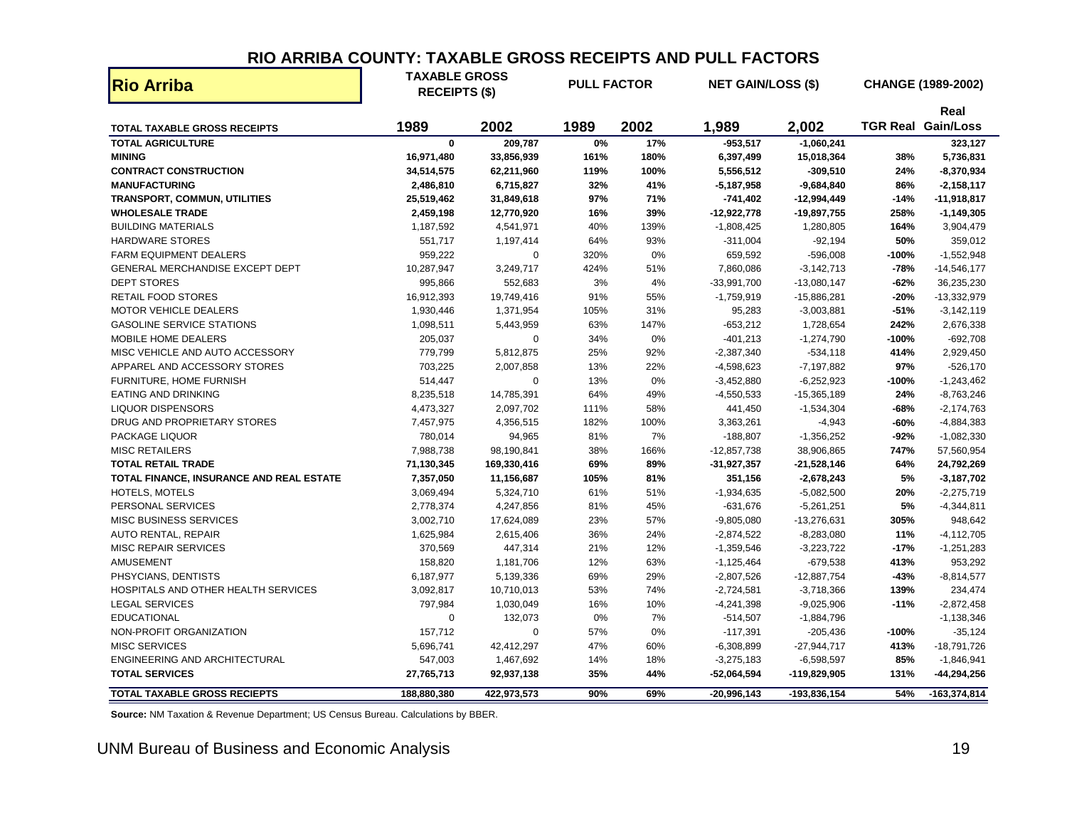# RIO ARRIBA COUNTY: TAXABLE GROSS RECEIPTS AND PULL FACTORS

| Rio Arriba | TAXABLE GROSS RECEIPTS ($) | | PULL FACTOR | | NET GAIN/LOSS ($) | | CHANGE (1989-2002) | |
|---|---|---|---|---|---|---|---|---|
| TOTAL TAXABLE GROSS RECEIPTS | 1989 | 2002 | 1989 | 2002 | 1,989 | 2,002 | TGR Real | Real Gain/Loss |
| **TOTAL AGRICULTURE** | **0** | **209,787** | **0%** | **17%** | **-953,517** | **-1,060,241** | | **323,127** |
| **MINING** | **16,971,480** | **33,856,939** | **161%** | **180%** | **6,397,499** | **15,018,364** | **38%** | **5,736,831** |
| **CONTRACT CONSTRUCTION** | **34,514,575** | **62,211,960** | **119%** | **100%** | **5,556,512** | **-309,510** | **24%** | **-8,370,934** |
| **MANUFACTURING** | **2,486,810** | **6,715,827** | **32%** | **41%** | **-5,187,958** | **-9,684,840** | **86%** | **-2,158,117** |
| **TRANSPORT, COMMUN, UTILITIES** | **25,519,462** | **31,849,618** | **97%** | **71%** | **-741,402** | **-12,994,449** | **-14%** | **-11,918,817** |
| **WHOLESALE TRADE** | **2,459,198** | **12,770,920** | **16%** | **39%** | **-12,922,778** | **-19,897,755** | **258%** | **-1,149,305** |
| BUILDING MATERIALS | 1,187,592 | 4,541,971 | 40% | 139% | -1,808,425 | 1,280,805 | **164%** | 3,904,479 |
| HARDWARE STORES | 551,717 | 1,197,414 | 64% | 93% | -311,004 | -92,194 | **50%** | 359,012 |
| FARM EQUIPMENT DEALERS | 959,222 | 0 | 320% | 0% | 659,592 | -596,008 | **-100%** | -1,552,948 |
| GENERAL MERCHANDISE EXCEPT DEPT | 10,287,947 | 3,249,717 | 424% | 51% | 7,860,086 | -3,142,713 | **-78%** | -14,546,177 |
| DEPT STORES | 995,866 | 552,683 | 3% | 4% | -33,991,700 | -13,080,147 | **-62%** | 36,235,230 |
| RETAIL FOOD STORES | 16,912,393 | 19,749,416 | 91% | 55% | -1,759,919 | -15,886,281 | **-20%** | -13,332,979 |
| MOTOR VEHICLE DEALERS | 1,930,446 | 1,371,954 | 105% | 31% | 95,283 | -3,003,881 | **-51%** | -3,142,119 |
| GASOLINE SERVICE STATIONS | 1,098,511 | 5,443,959 | 63% | 147% | -653,212 | 1,728,654 | **242%** | 2,676,338 |
| MOBILE HOME DEALERS | 205,037 | 0 | 34% | 0% | -401,213 | -1,274,790 | **-100%** | -692,708 |
| MISC VEHICLE AND AUTO ACCESSORY | 779,799 | 5,812,875 | 25% | 92% | -2,387,340 | -534,118 | **414%** | 2,929,450 |
| APPAREL AND ACCESSORY STORES | 703,225 | 2,007,858 | 13% | 22% | -4,598,623 | -7,197,882 | **97%** | -526,170 |
| FURNITURE, HOME FURNISH | 514,447 | 0 | 13% | 0% | -3,452,880 | -6,252,923 | **-100%** | -1,243,462 |
| EATING AND DRINKING | 8,235,518 | 14,785,391 | 64% | 49% | -4,550,533 | -15,365,189 | **24%** | -8,763,246 |
| LIQUOR DISPENSORS | 4,473,327 | 2,097,702 | 111% | 58% | 441,450 | -1,534,304 | **-68%** | -2,174,763 |
| DRUG AND PROPRIETARY STORES | 7,457,975 | 4,356,515 | 182% | 100% | 3,363,261 | -4,943 | **-60%** | -4,884,383 |
| PACKAGE LIQUOR | 780,014 | 94,965 | 81% | 7% | -188,807 | -1,356,252 | **-92%** | -1,082,330 |
| MISC RETAILERS | 7,988,738 | 98,190,841 | 38% | 166% | -12,857,738 | 38,906,865 | **747%** | 57,560,954 |
| **TOTAL RETAIL TRADE** | **71,130,345** | **169,330,416** | **69%** | **89%** | **-31,927,357** | **-21,528,146** | **64%** | **24,792,269** |
| **TOTAL FINANCE, INSURANCE AND REAL ESTATE** | **7,357,050** | **11,156,687** | **105%** | **81%** | **351,156** | **-2,678,243** | **5%** | **-3,187,702** |
| HOTELS, MOTELS | 3,069,494 | 5,324,710 | 61% | 51% | -1,934,635 | -5,082,500 | **20%** | -2,275,719 |
| PERSONAL SERVICES | 2,778,374 | 4,247,856 | 81% | 45% | -631,676 | -5,261,251 | **5%** | -4,344,811 |
| MISC BUSINESS SERVICES | 3,002,710 | 17,624,089 | 23% | 57% | -9,805,080 | -13,276,631 | **305%** | 948,642 |
| AUTO RENTAL, REPAIR | 1,625,984 | 2,615,406 | 36% | 24% | -2,874,522 | -8,283,080 | **11%** | -4,112,705 |
| MISC REPAIR SERVICES | 370,569 | 447,314 | 21% | 12% | -1,359,546 | -3,223,722 | **-17%** | -1,251,283 |
| AMUSEMENT | 158,820 | 1,181,706 | 12% | 63% | -1,125,464 | -679,538 | **413%** | 953,292 |
| PHSYCIANS, DENTISTS | 6,187,977 | 5,139,336 | 69% | 29% | -2,807,526 | -12,887,754 | **-43%** | -8,814,577 |
| HOSPITALS AND OTHER HEALTH SERVICES | 3,092,817 | 10,710,013 | 53% | 74% | -2,724,581 | -3,718,366 | **139%** | 234,474 |
| LEGAL SERVICES | 797,984 | 1,030,049 | 16% | 10% | -4,241,398 | -9,025,906 | **-11%** | -2,872,458 |
| EDUCATIONAL | 0 | 132,073 | 0% | 7% | -514,507 | -1,884,796 | | -1,138,346 |
| NON-PROFIT ORGANIZATION | 157,712 | 0 | 57% | 0% | -117,391 | -205,436 | **-100%** | -35,124 |
| MISC SERVICES | 5,696,741 | 42,412,297 | 47% | 60% | -6,308,899 | -27,944,717 | **413%** | -18,791,726 |
| ENGINEERING AND ARCHITECTURAL | 547,003 | 1,467,692 | 14% | 18% | -3,275,183 | -6,598,597 | **85%** | -1,846,941 |
| **TOTAL SERVICES** | **27,765,713** | **92,937,138** | **35%** | **44%** | **-52,064,594** | **-119,829,905** | **131%** | **-44,294,256** |
| **TOTAL TAXABLE GROSS RECIEPTS** | **188,880,380** | **422,973,573** | **90%** | **69%** | **-20,996,143** | **-193,836,154** | **54%** | **-163,374,814** |

**Source:** NM Taxation & Revenue Department; US Census Bureau. Calculations by BBER.

UNM Bureau of Business and Economic Analysis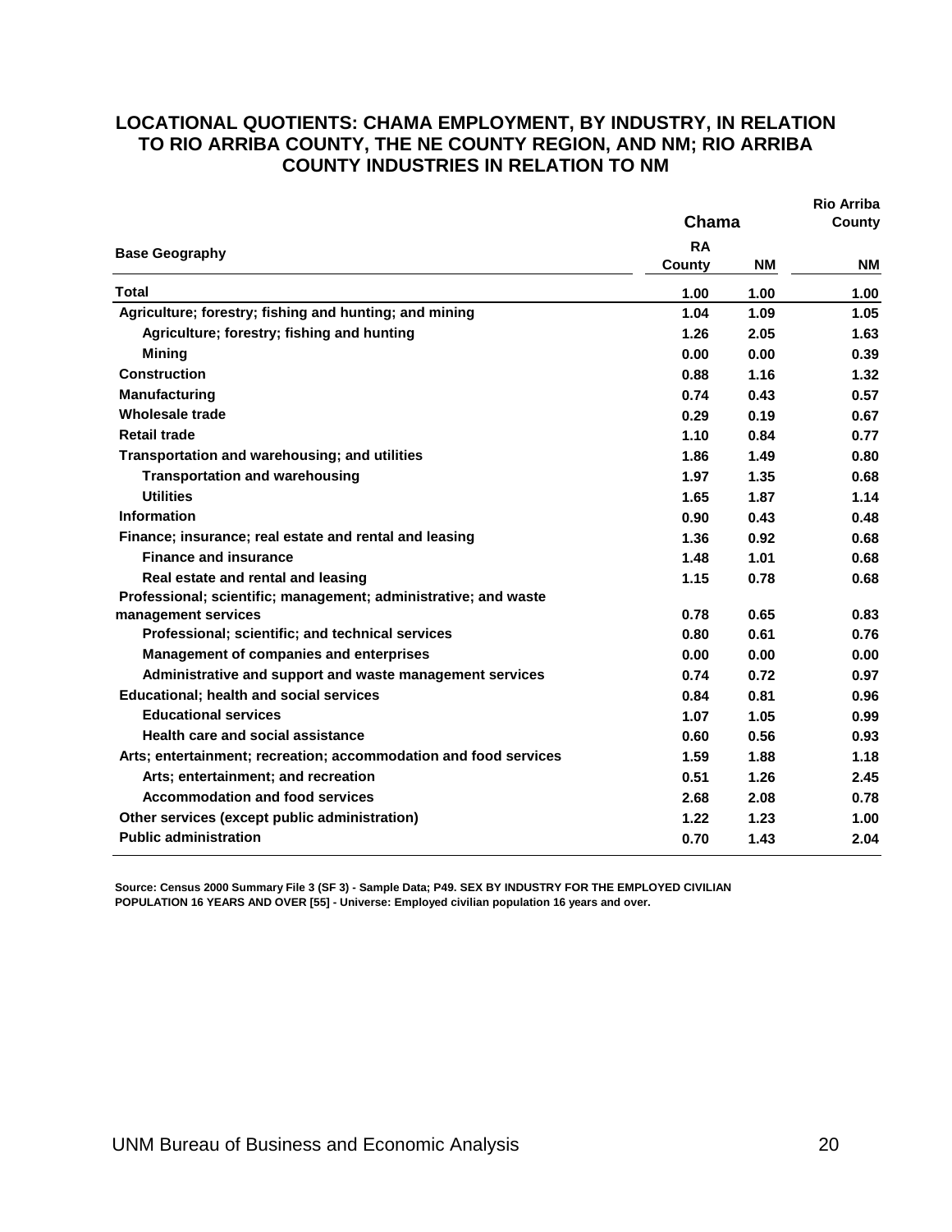## LOCATIONAL QUOTIENTS: CHAMA EMPLOYMENT, BY INDUSTRY, IN RELATION TO RIO ARRIBA COUNTY, THE NE COUNTY REGION, AND NM; RIO ARRIBA COUNTY INDUSTRIES IN RELATION TO NM

| | Chama | | Rio Arriba County |
|---|---|---|---|
| **Base Geography** | **RA County** | **NM** | **NM** |
| **Total** | 1.00 | 1.00 | 1.00 |
| **Agriculture; forestry; fishing and hunting; and mining** | 1.04 | 1.09 | 1.05 |
| Agriculture; forestry; fishing and hunting | 1.26 | 2.05 | 1.63 |
| Mining | 0.00 | 0.00 | 0.39 |
| **Construction** | 0.88 | 1.16 | 1.32 |
| **Manufacturing** | 0.74 | 0.43 | 0.57 |
| **Wholesale trade** | 0.29 | 0.19 | 0.67 |
| **Retail trade** | 1.10 | 0.84 | 0.77 |
| **Transportation and warehousing; and utilities** | 1.86 | 1.49 | 0.80 |
| Transportation and warehousing | 1.97 | 1.35 | 0.68 |
| Utilities | 1.65 | 1.87 | 1.14 |
| **Information** | 0.90 | 0.43 | 0.48 |
| **Finance; insurance; real estate and rental and leasing** | 1.36 | 0.92 | 0.68 |
| Finance and insurance | 1.48 | 1.01 | 0.68 |
| Real estate and rental and leasing | 1.15 | 0.78 | 0.68 |
| **Professional; scientific; management; administrative; and waste management services** | 0.78 | 0.65 | 0.83 |
| Professional; scientific; and technical services | 0.80 | 0.61 | 0.76 |
| Management of companies and enterprises | 0.00 | 0.00 | 0.00 |
| Administrative and support and waste management services | 0.74 | 0.72 | 0.97 |
| **Educational; health and social services** | 0.84 | 0.81 | 0.96 |
| Educational services | 1.07 | 1.05 | 0.99 |
| Health care and social assistance | 0.60 | 0.56 | 0.93 |
| **Arts; entertainment; recreation; accommodation and food services** | 1.59 | 1.88 | 1.18 |
| Arts; entertainment; and recreation | 0.51 | 1.26 | 2.45 |
| Accommodation and food services | 2.68 | 2.08 | 0.78 |
| **Other services (except public administration)** | 1.22 | 1.23 | 1.00 |
| **Public administration** | 0.70 | 1.43 | 2.04 |

Source: Census 2000 Summary File 3 (SF 3) - Sample Data; P49. SEX BY INDUSTRY FOR THE EMPLOYED CIVILIAN POPULATION 16 YEARS AND OVER [55] - Universe: Employed civilian population 16 years and over.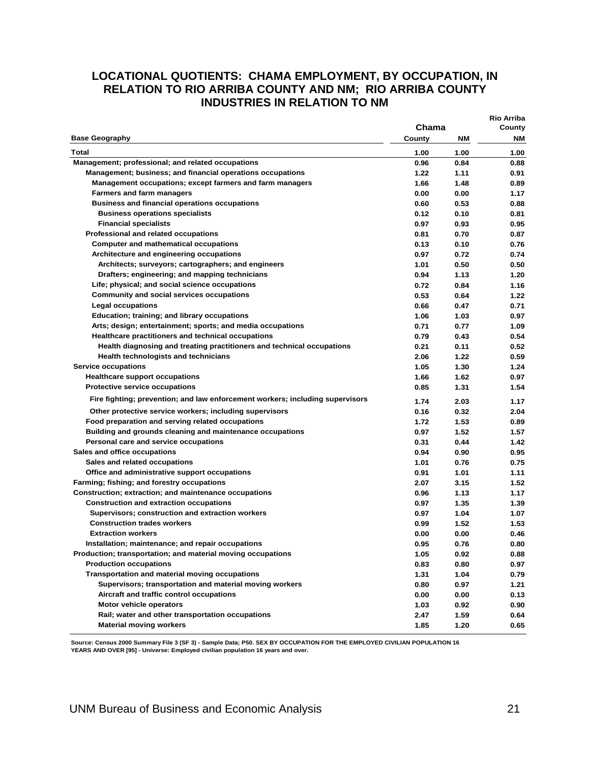## LOCATIONAL QUOTIENTS: CHAMA EMPLOYMENT, BY OCCUPATION, IN RELATION TO RIO ARRIBA COUNTY AND NM; RIO ARRIBA COUNTY INDUSTRIES IN RELATION TO NM

| | Chama | | Rio Arriba County |
|---|---|---|---|
| **Base Geography** | **County** | **NM** | **NM** |
| **Total** | 1.00 | 1.00 | 1.00 |
| Management; professional; and related occupations | 0.96 | 0.84 | 0.88 |
| Management; business; and financial operations occupations | 1.22 | 1.11 | 0.91 |
| Management occupations; except farmers and farm managers | 1.66 | 1.48 | 0.89 |
| Farmers and farm managers | 0.00 | 0.00 | 1.17 |
| Business and financial operations occupations | 0.60 | 0.53 | 0.88 |
| Business operations specialists | 0.12 | 0.10 | 0.81 |
| Financial specialists | 0.97 | 0.93 | 0.95 |
| Professional and related occupations | 0.81 | 0.70 | 0.87 |
| Computer and mathematical occupations | 0.13 | 0.10 | 0.76 |
| Architecture and engineering occupations | 0.97 | 0.72 | 0.74 |
| Architects; surveyors; cartographers; and engineers | 1.01 | 0.50 | 0.50 |
| Drafters; engineering; and mapping technicians | 0.94 | 1.13 | 1.20 |
| Life; physical; and social science occupations | 0.72 | 0.84 | 1.16 |
| Community and social services occupations | 0.53 | 0.64 | 1.22 |
| Legal occupations | 0.66 | 0.47 | 0.71 |
| Education; training; and library occupations | 1.06 | 1.03 | 0.97 |
| Arts; design; entertainment; sports; and media occupations | 0.71 | 0.77 | 1.09 |
| Healthcare practitioners and technical occupations | 0.79 | 0.43 | 0.54 |
| Health diagnosing and treating practitioners and technical occupations | 0.21 | 0.11 | 0.52 |
| Health technologists and technicians | 2.06 | 1.22 | 0.59 |
| Service occupations | 1.05 | 1.30 | 1.24 |
| Healthcare support occupations | 1.66 | 1.62 | 0.97 |
| Protective service occupations | 0.85 | 1.31 | 1.54 |
| Fire fighting; prevention; and law enforcement workers; including supervisors | 1.74 | 2.03 | 1.17 |
| Other protective service workers; including supervisors | 0.16 | 0.32 | 2.04 |
| Food preparation and serving related occupations | 1.72 | 1.53 | 0.89 |
| Building and grounds cleaning and maintenance occupations | 0.97 | 1.52 | 1.57 |
| Personal care and service occupations | 0.31 | 0.44 | 1.42 |
| Sales and office occupations | 0.94 | 0.90 | 0.95 |
| Sales and related occupations | 1.01 | 0.76 | 0.75 |
| Office and administrative support occupations | 0.91 | 1.01 | 1.11 |
| Farming; fishing; and forestry occupations | 2.07 | 3.15 | 1.52 |
| Construction; extraction; and maintenance occupations | 0.96 | 1.13 | 1.17 |
| Construction and extraction occupations | 0.97 | 1.35 | 1.39 |
| Supervisors; construction and extraction workers | 0.97 | 1.04 | 1.07 |
| Construction trades workers | 0.99 | 1.52 | 1.53 |
| Extraction workers | 0.00 | 0.00 | 0.46 |
| Installation; maintenance; and repair occupations | 0.95 | 0.76 | 0.80 |
| Production; transportation; and material moving occupations | 1.05 | 0.92 | 0.88 |
| Production occupations | 0.83 | 0.80 | 0.97 |
| Transportation and material moving occupations | 1.31 | 1.04 | 0.79 |
| Supervisors; transportation and material moving workers | 0.80 | 0.97 | 1.21 |
| Aircraft and traffic control occupations | 0.00 | 0.00 | 0.13 |
| Motor vehicle operators | 1.03 | 0.92 | 0.90 |
| Rail; water and other transportation occupations | 2.47 | 1.59 | 0.64 |
| Material moving workers | 1.85 | 1.20 | 0.65 |

Source: Census 2000 Summary File 3 (SF 3) - Sample Data; P50. SEX BY OCCUPATION FOR THE EMPLOYED CIVILIAN POPULATION 16 YEARS AND OVER [95] - Universe: Employed civilian population 16 years and over.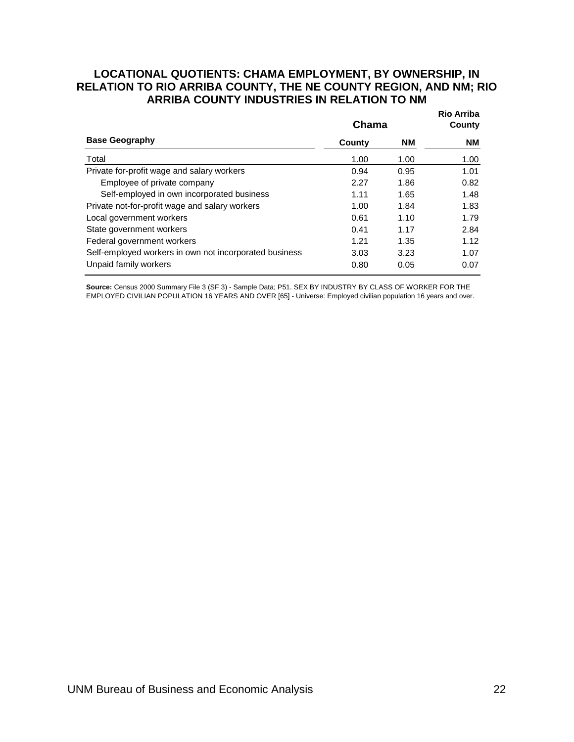## LOCATIONAL QUOTIENTS: CHAMA EMPLOYMENT, BY OWNERSHIP, IN RELATION TO RIO ARRIBA COUNTY, THE NE COUNTY REGION, AND NM; RIO ARRIBA COUNTY INDUSTRIES IN RELATION TO NM

| | Chama | | Rio Arriba County |
|---|---|---|---|
| **Base Geography** | **County** | **NM** | **NM** |
| Total | 1.00 | 1.00 | 1.00 |
| Private for-profit wage and salary workers | 0.94 | 0.95 | 1.01 |
| Employee of private company | 2.27 | 1.86 | 0.82 |
| Self-employed in own incorporated business | 1.11 | 1.65 | 1.48 |
| Private not-for-profit wage and salary workers | 1.00 | 1.84 | 1.83 |
| Local government workers | 0.61 | 1.10 | 1.79 |
| State government workers | 0.41 | 1.17 | 2.84 |
| Federal government workers | 1.21 | 1.35 | 1.12 |
| Self-employed workers in own not incorporated business | 3.03 | 3.23 | 1.07 |
| Unpaid family workers | 0.80 | 0.05 | 0.07 |

**Source:** Census 2000 Summary File 3 (SF 3) - Sample Data; P51. SEX BY INDUSTRY BY CLASS OF WORKER FOR THE EMPLOYED CIVILIAN POPULATION 16 YEARS AND OVER [65] - Universe: Employed civilian population 16 years and over.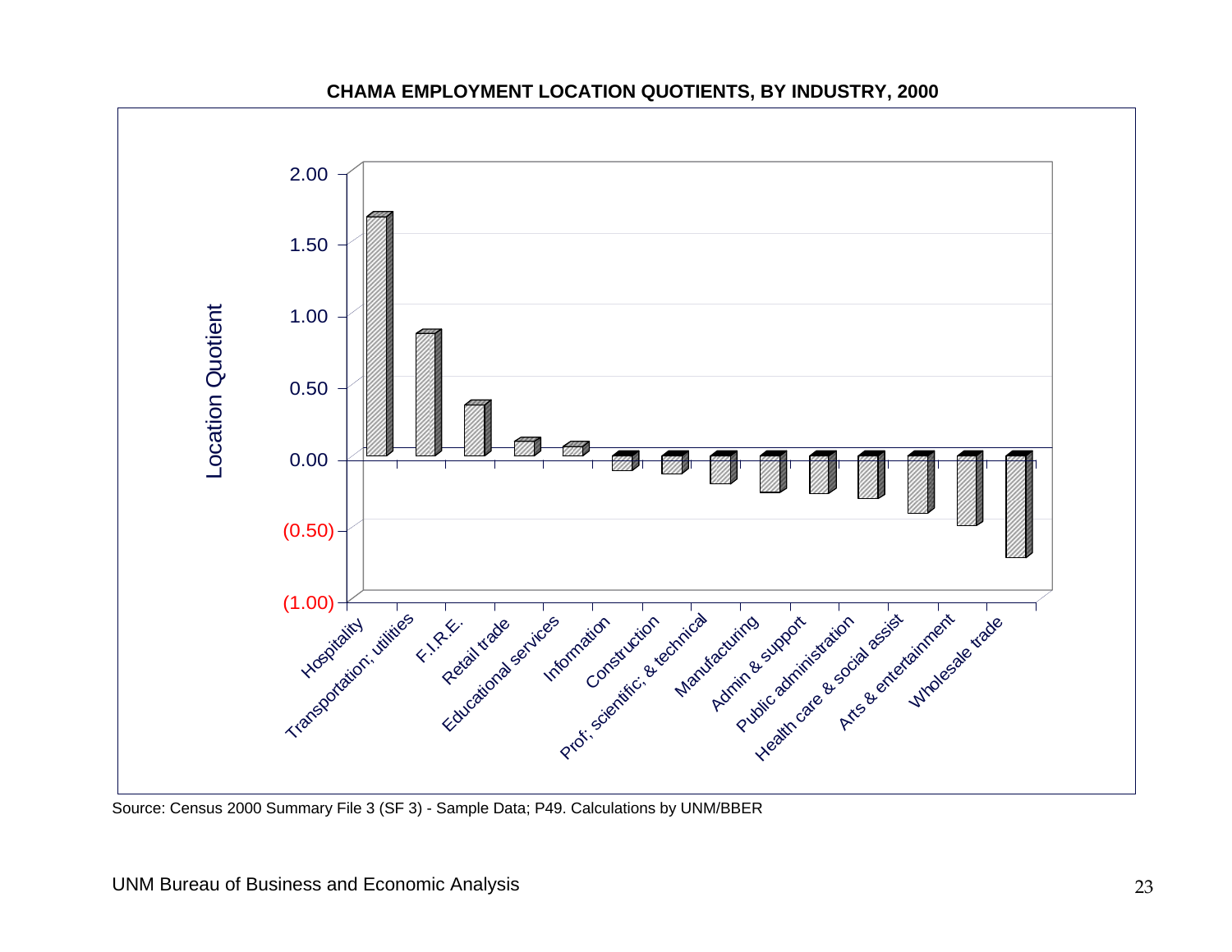**CHAMA EMPLOYMENT LOCATION QUOTIENTS, BY INDUSTRY, 2000**

Location Quotient

2.00
1.50
1.00
0.50
0.00
(0.50)
(1.00)

Hospitality, Transportation; utilities, F.I.R.E., Retail trade, Educational services, Information, Construction, Prof; scientific; & technical, Manufacturing, Admin & support, Public administration, Health care & social assist, Arts & entertainment, Wholesale trade

Source: Census 2000 Summary File 3 (SF 3) - Sample Data; P49. Calculations by UNM/BBER

UNM Bureau of Business and Economic Analysis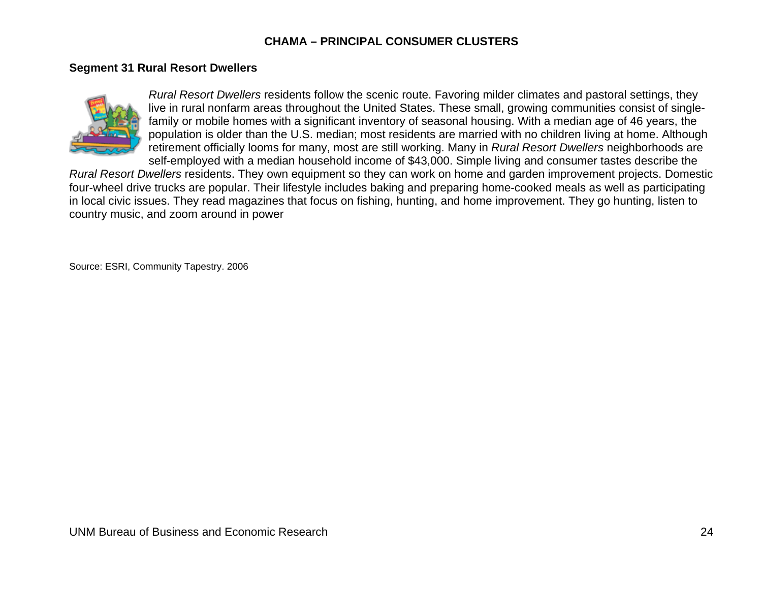## CHAMA – PRINCIPAL CONSUMER CLUSTERS

### Segment 31 Rural Resort Dwellers

*Rural Resort Dwellers* residents follow the scenic route. Favoring milder climates and pastoral settings, they live in rural nonfarm areas throughout the United States. These small, growing communities consist of single-family or mobile homes with a significant inventory of seasonal housing. With a median age of 46 years, the population is older than the U.S. median; most residents are married with no children living at home. Although retirement officially looms for many, most are still working. Many in *Rural Resort Dwellers* neighborhoods are self-employed with a median household income of $43,000. Simple living and consumer tastes describe the *Rural Resort Dwellers* residents. They own equipment so they can work on home and garden improvement projects. Domestic four-wheel drive trucks are popular. Their lifestyle includes baking and preparing home-cooked meals as well as participating in local civic issues. They read magazines that focus on fishing, hunting, and home improvement. They go hunting, listen to country music, and zoom around in power

Source: ESRI, Community Tapestry. 2006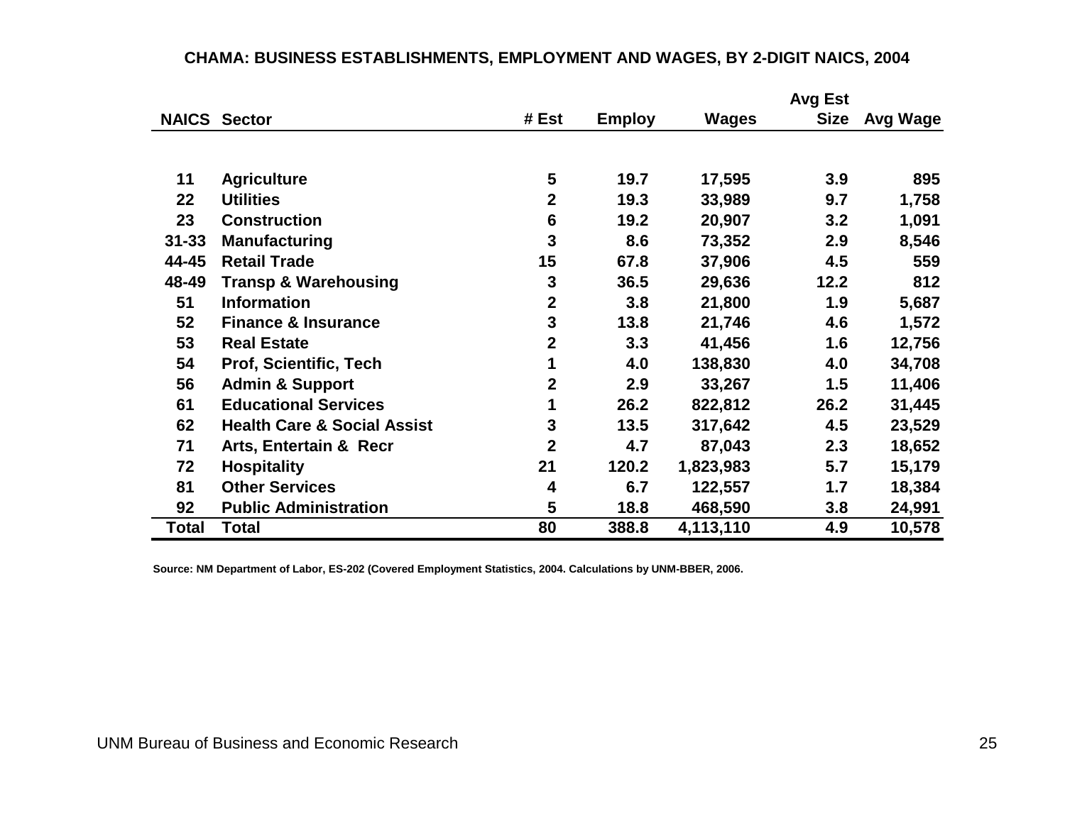**CHAMA: BUSINESS ESTABLISHMENTS, EMPLOYMENT AND WAGES, BY 2-DIGIT NAICS, 2004**

| NAICS | Sector | # Est | Employ | Wages | Avg Est Size | Avg Wage |
|---|---|---|---|---|---|---|
| 11 | Agriculture | 5 | 19.7 | 17,595 | 3.9 | 895 |
| 22 | Utilities | 2 | 19.3 | 33,989 | 9.7 | 1,758 |
| 23 | Construction | 6 | 19.2 | 20,907 | 3.2 | 1,091 |
| 31-33 | Manufacturing | 3 | 8.6 | 73,352 | 2.9 | 8,546 |
| 44-45 | Retail Trade | 15 | 67.8 | 37,906 | 4.5 | 559 |
| 48-49 | Transp & Warehousing | 3 | 36.5 | 29,636 | 12.2 | 812 |
| 51 | Information | 2 | 3.8 | 21,800 | 1.9 | 5,687 |
| 52 | Finance & Insurance | 3 | 13.8 | 21,746 | 4.6 | 1,572 |
| 53 | Real Estate | 2 | 3.3 | 41,456 | 1.6 | 12,756 |
| 54 | Prof, Scientific, Tech | 1 | 4.0 | 138,830 | 4.0 | 34,708 |
| 56 | Admin & Support | 2 | 2.9 | 33,267 | 1.5 | 11,406 |
| 61 | Educational Services | 1 | 26.2 | 822,812 | 26.2 | 31,445 |
| 62 | Health Care & Social Assist | 3 | 13.5 | 317,642 | 4.5 | 23,529 |
| 71 | Arts, Entertain & Recr | 2 | 4.7 | 87,043 | 2.3 | 18,652 |
| 72 | Hospitality | 21 | 120.2 | 1,823,983 | 5.7 | 15,179 |
| 81 | Other Services | 4 | 6.7 | 122,557 | 1.7 | 18,384 |
| 92 | Public Administration | 5 | 18.8 | 468,590 | 3.8 | 24,991 |
| Total | Total | 80 | 388.8 | 4,113,110 | 4.9 | 10,578 |

Source: NM Department of Labor, ES-202 (Covered Employment Statistics, 2004. Calculations by UNM-BBER, 2006.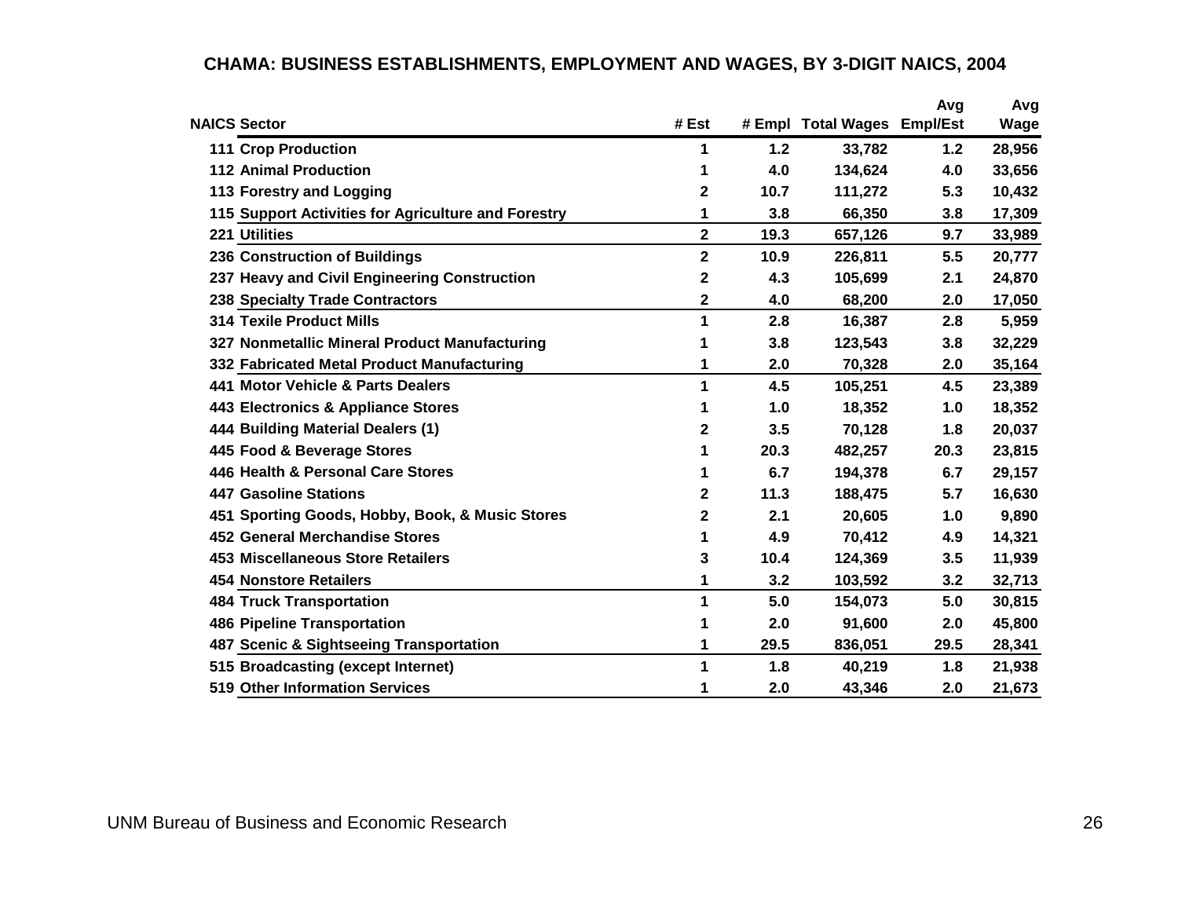## CHAMA: BUSINESS ESTABLISHMENTS, EMPLOYMENT AND WAGES, BY 3-DIGIT NAICS, 2004

| NAICS | Sector | # Est | # Empl | Total Wages | Avg Empl/Est | Avg Wage |
|---|---|---|---|---|---|---|
| 111 | Crop Production | 1 | 1.2 | 33,782 | 1.2 | 28,956 |
| 112 | Animal Production | 1 | 4.0 | 134,624 | 4.0 | 33,656 |
| 113 | Forestry and Logging | 2 | 10.7 | 111,272 | 5.3 | 10,432 |
| 115 | Support Activities for Agriculture and Forestry | 1 | 3.8 | 66,350 | 3.8 | 17,309 |
| 221 | Utilities | 2 | 19.3 | 657,126 | 9.7 | 33,989 |
| 236 | Construction of Buildings | 2 | 10.9 | 226,811 | 5.5 | 20,777 |
| 237 | Heavy and Civil Engineering Construction | 2 | 4.3 | 105,699 | 2.1 | 24,870 |
| 238 | Specialty Trade Contractors | 2 | 4.0 | 68,200 | 2.0 | 17,050 |
| 314 | Texile Product Mills | 1 | 2.8 | 16,387 | 2.8 | 5,959 |
| 327 | Nonmetallic Mineral Product Manufacturing | 1 | 3.8 | 123,543 | 3.8 | 32,229 |
| 332 | Fabricated Metal Product Manufacturing | 1 | 2.0 | 70,328 | 2.0 | 35,164 |
| 441 | Motor Vehicle & Parts Dealers | 1 | 4.5 | 105,251 | 4.5 | 23,389 |
| 443 | Electronics & Appliance Stores | 1 | 1.0 | 18,352 | 1.0 | 18,352 |
| 444 | Building Material Dealers (1) | 2 | 3.5 | 70,128 | 1.8 | 20,037 |
| 445 | Food & Beverage Stores | 1 | 20.3 | 482,257 | 20.3 | 23,815 |
| 446 | Health & Personal Care Stores | 1 | 6.7 | 194,378 | 6.7 | 29,157 |
| 447 | Gasoline Stations | 2 | 11.3 | 188,475 | 5.7 | 16,630 |
| 451 | Sporting Goods, Hobby, Book, & Music Stores | 2 | 2.1 | 20,605 | 1.0 | 9,890 |
| 452 | General Merchandise Stores | 1 | 4.9 | 70,412 | 4.9 | 14,321 |
| 453 | Miscellaneous Store Retailers | 3 | 10.4 | 124,369 | 3.5 | 11,939 |
| 454 | Nonstore Retailers | 1 | 3.2 | 103,592 | 3.2 | 32,713 |
| 484 | Truck Transportation | 1 | 5.0 | 154,073 | 5.0 | 30,815 |
| 486 | Pipeline Transportation | 1 | 2.0 | 91,600 | 2.0 | 45,800 |
| 487 | Scenic & Sightseeing Transportation | 1 | 29.5 | 836,051 | 29.5 | 28,341 |
| 515 | Broadcasting (except Internet) | 1 | 1.8 | 40,219 | 1.8 | 21,938 |
| 519 | Other Information Services | 1 | 2.0 | 43,346 | 2.0 | 21,673 |

UNM Bureau of Business and Economic Research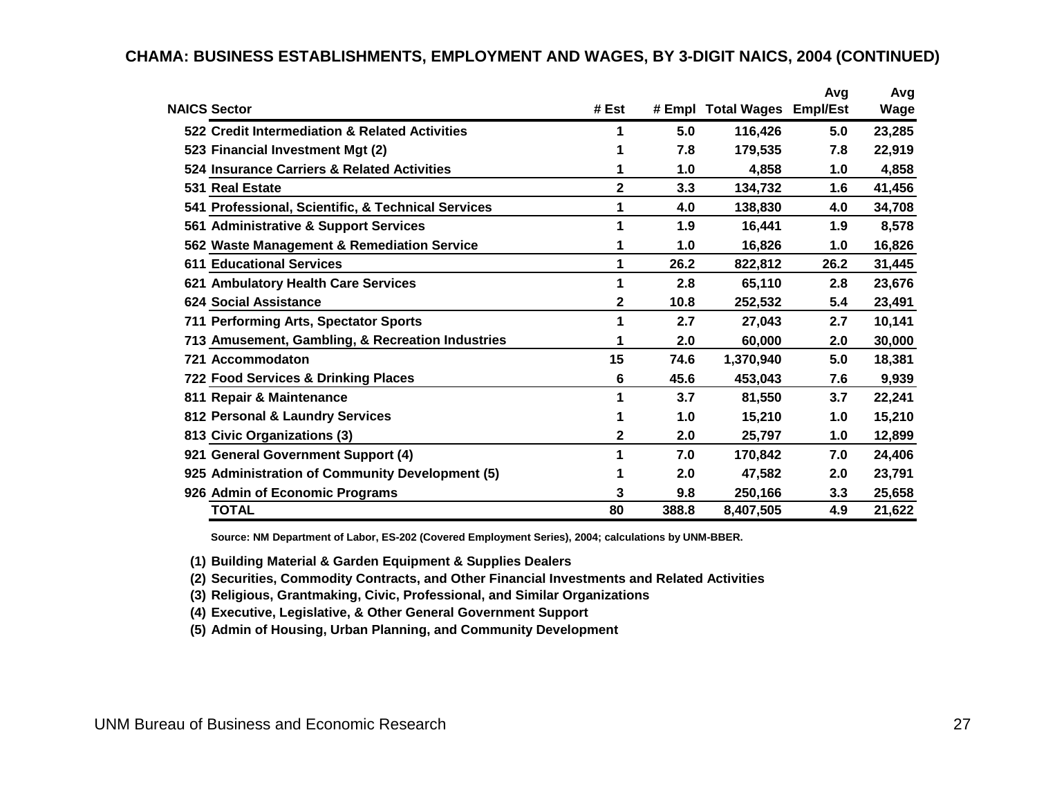## CHAMA: BUSINESS ESTABLISHMENTS, EMPLOYMENT AND WAGES, BY 3-DIGIT NAICS, 2004 (CONTINUED)

| NAICS | Sector | # Est | # Empl | Total Wages | Avg Empl/Est | Avg Wage |
|---|---|---|---|---|---|---|
| 522 | Credit Intermediation & Related Activities | 1 | 5.0 | 116,426 | 5.0 | 23,285 |
| 523 | Financial Investment Mgt (2) | 1 | 7.8 | 179,535 | 7.8 | 22,919 |
| 524 | Insurance Carriers & Related Activities | 1 | 1.0 | 4,858 | 1.0 | 4,858 |
| 531 | Real Estate | 2 | 3.3 | 134,732 | 1.6 | 41,456 |
| 541 | Professional, Scientific, & Technical Services | 1 | 4.0 | 138,830 | 4.0 | 34,708 |
| 561 | Administrative & Support Services | 1 | 1.9 | 16,441 | 1.9 | 8,578 |
| 562 | Waste Management & Remediation Service | 1 | 1.0 | 16,826 | 1.0 | 16,826 |
| 611 | Educational Services | 1 | 26.2 | 822,812 | 26.2 | 31,445 |
| 621 | Ambulatory Health Care Services | 1 | 2.8 | 65,110 | 2.8 | 23,676 |
| 624 | Social Assistance | 2 | 10.8 | 252,532 | 5.4 | 23,491 |
| 711 | Performing Arts, Spectator Sports | 1 | 2.7 | 27,043 | 2.7 | 10,141 |
| 713 | Amusement, Gambling, & Recreation Industries | 1 | 2.0 | 60,000 | 2.0 | 30,000 |
| 721 | Accommodaton | 15 | 74.6 | 1,370,940 | 5.0 | 18,381 |
| 722 | Food Services & Drinking Places | 6 | 45.6 | 453,043 | 7.6 | 9,939 |
| 811 | Repair & Maintenance | 1 | 3.7 | 81,550 | 3.7 | 22,241 |
| 812 | Personal & Laundry Services | 1 | 1.0 | 15,210 | 1.0 | 15,210 |
| 813 | Civic Organizations (3) | 2 | 2.0 | 25,797 | 1.0 | 12,899 |
| 921 | General Government Support (4) | 1 | 7.0 | 170,842 | 7.0 | 24,406 |
| 925 | Administration of Community Development (5) | 1 | 2.0 | 47,582 | 2.0 | 23,791 |
| 926 | Admin of Economic Programs | 3 | 9.8 | 250,166 | 3.3 | 25,658 |
| | TOTAL | 80 | 388.8 | 8,407,505 | 4.9 | 21,622 |

Source: NM Department of Labor, ES-202 (Covered Employment Series), 2004; calculations by UNM-BBER.

(1) Building Material & Garden Equipment & Supplies Dealers
(2) Securities, Commodity Contracts, and Other Financial Investments and Related Activities
(3) Religious, Grantmaking, Civic, Professional, and Similar Organizations
(4) Executive, Legislative, & Other General Government Support
(5) Admin of Housing, Urban Planning, and Community Development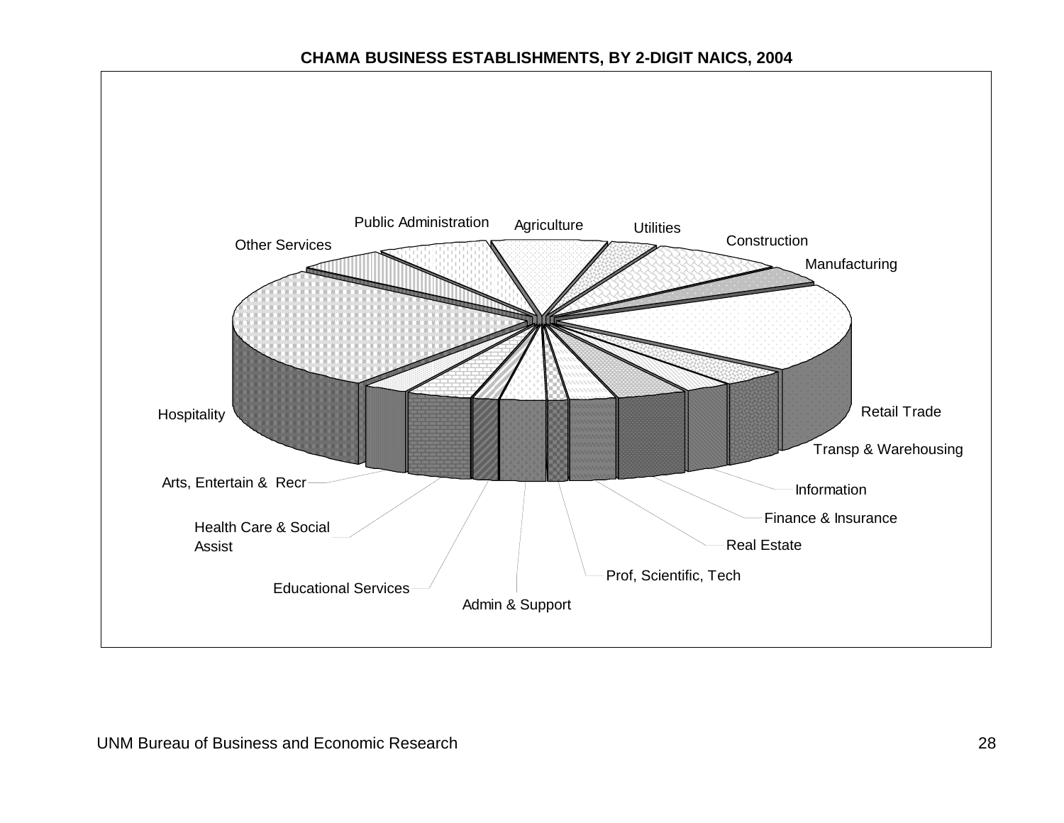**CHAMA BUSINESS ESTABLISHMENTS, BY 2-DIGIT NAICS, 2004**

Public Administration
Agriculture
Utilities
Construction
Other Services
Manufacturing
Retail Trade
Transp & Warehousing
Hospitality
Information
Arts, Entertain & Recr
Finance & Insurance
Health Care & Social Assist
Real Estate
Prof, Scientific, Tech
Educational Services
Admin & Support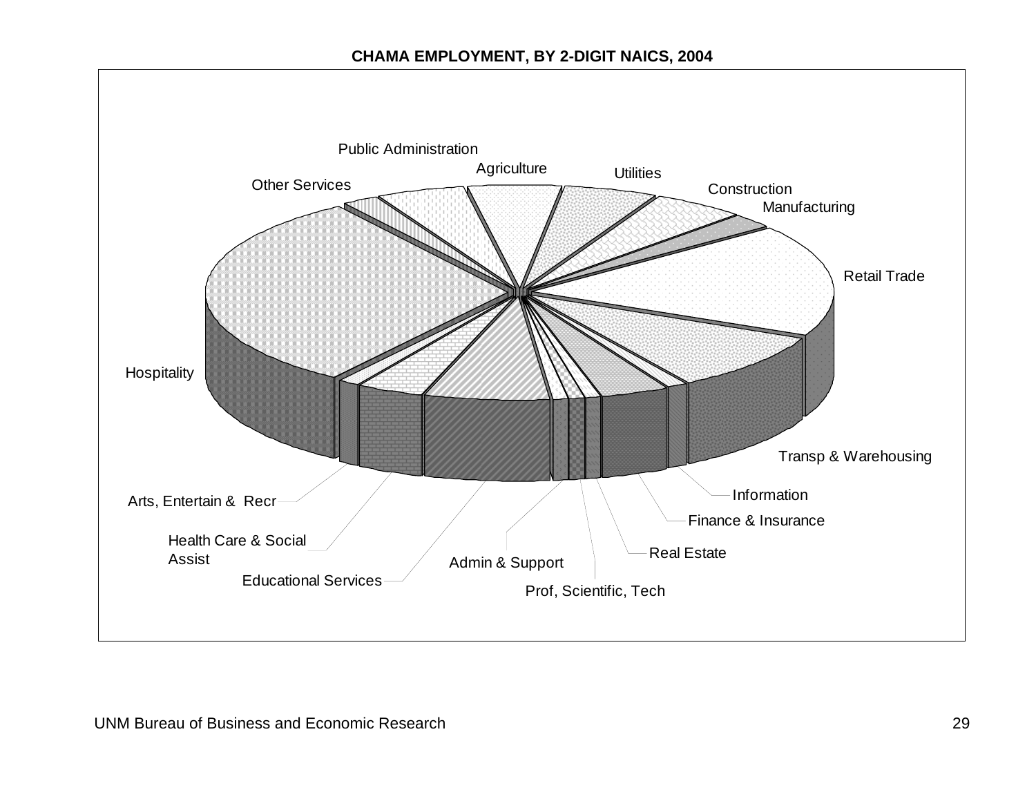**CHAMA EMPLOYMENT, BY 2-DIGIT NAICS, 2004**

Public Administration

Agriculture

Utilities

Other Services

Construction

Manufacturing

Retail Trade

Hospitality

Transp & Warehousing

Information

Arts, Entertain & Recr

Finance & Insurance

Health Care & Social Assist

Real Estate

Admin & Support

Educational Services

Prof, Scientific, Tech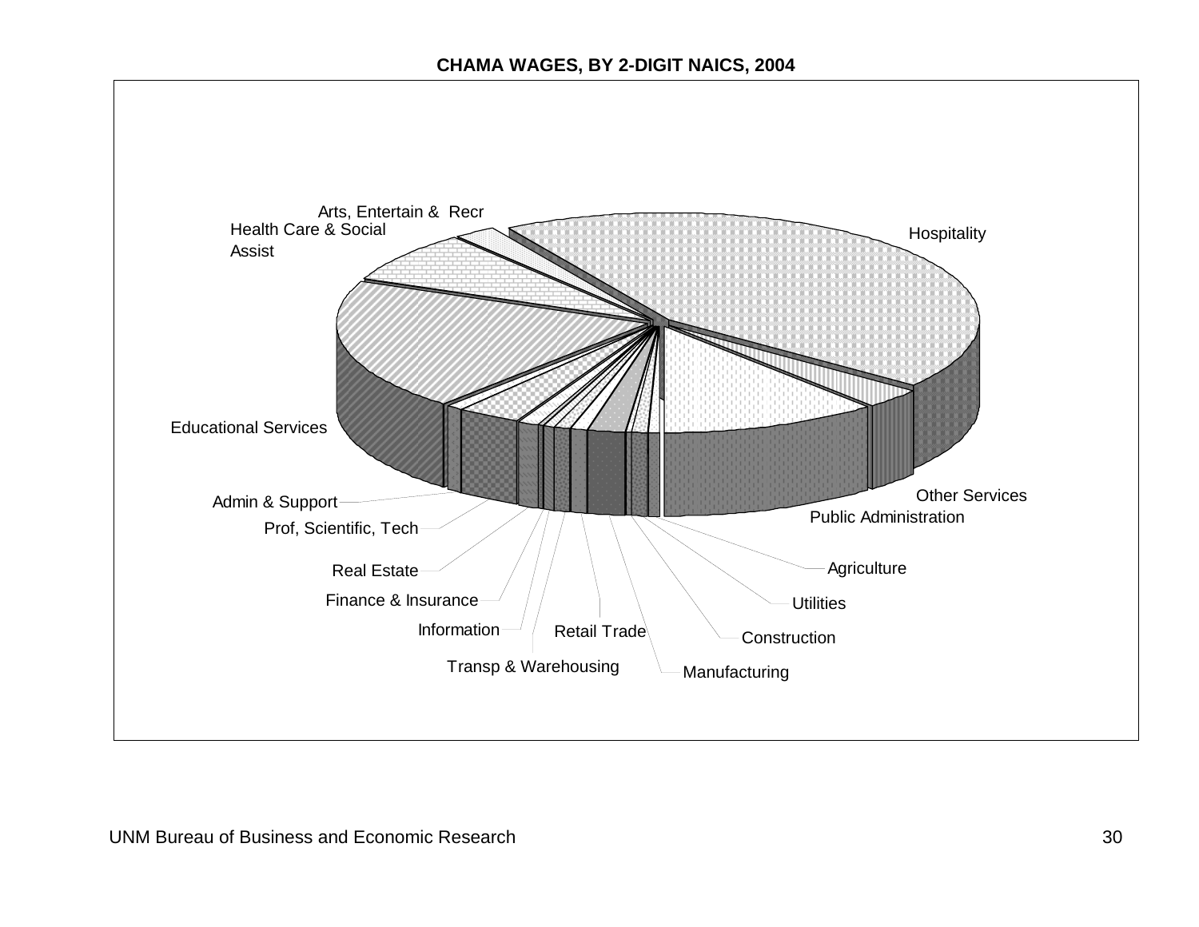**CHAMA WAGES, BY 2-DIGIT NAICS, 2004**

Arts, Entertain & Recr

Health Care & Social Assist

Hospitality

Educational Services

Other Services

Public Administration

Admin & Support

Prof, Scientific, Tech

Real Estate

Finance & Insurance

Information

Transp & Warehousing

Retail Trade

Manufacturing

Construction

Utilities

Agriculture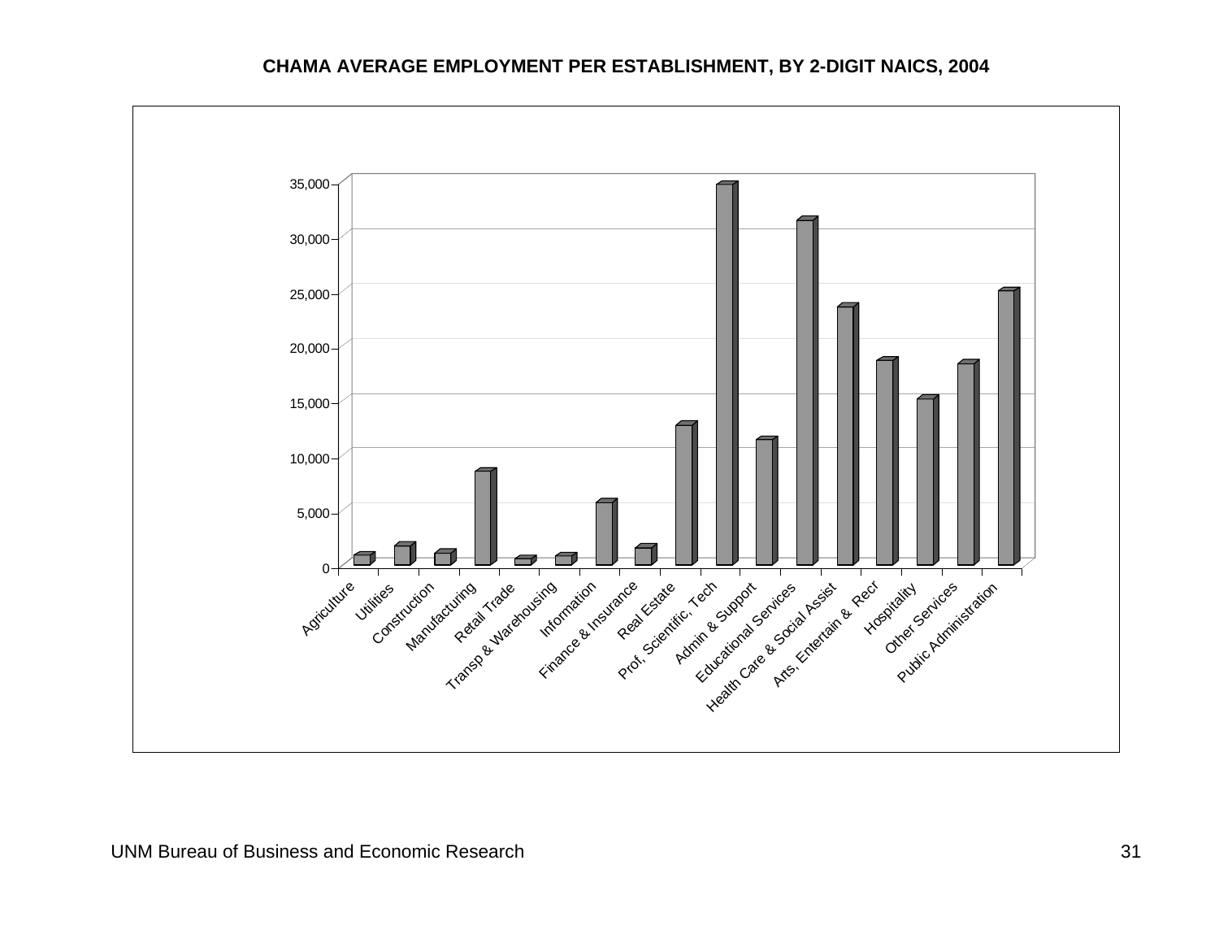**CHAMA AVERAGE EMPLOYMENT PER ESTABLISHMENT, BY 2-DIGIT NAICS, 2004**

35,000
30,000
25,000
20,000
15,000
10,000
5,000
0

Agriculture
Utilities
Construction
Manufacturing
Retail Trade
Transp & Warehousing
Information
Finance & Insurance
Real Estate
Prof, Scientific, Tech
Admin & Support
Educational Services
Health Care & Social Assist
Arts, Entertain & Recr
Hospitality
Other Services
Public Administration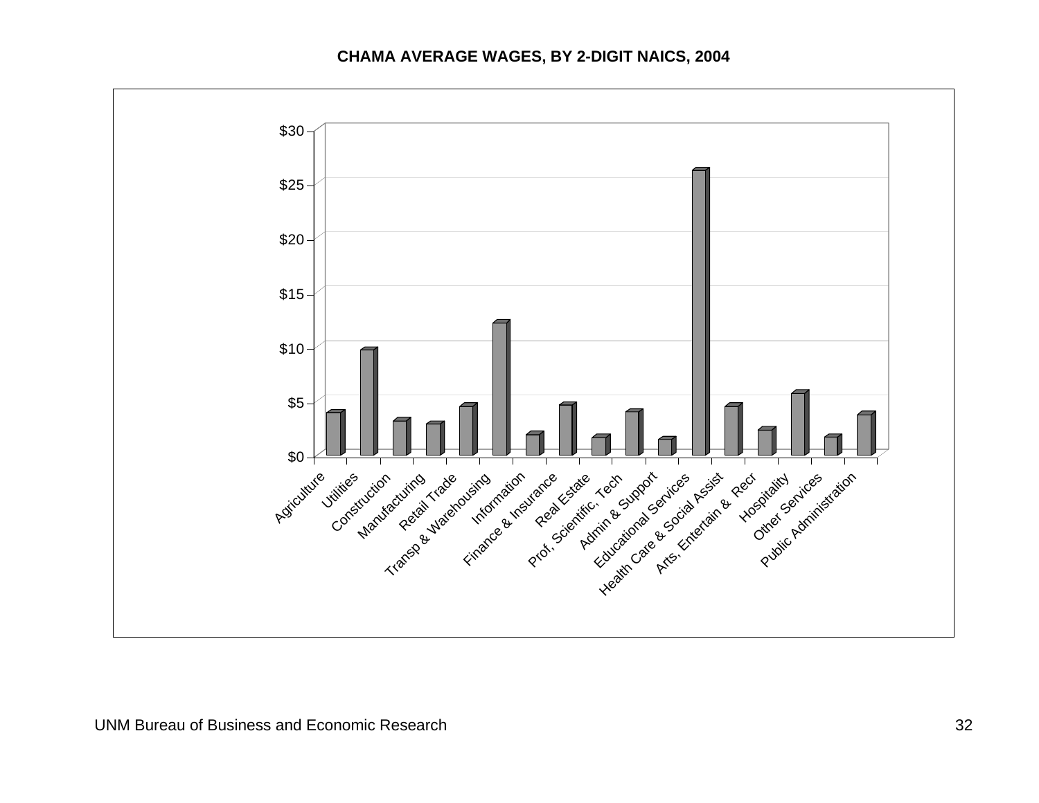**CHAMA AVERAGE WAGES, BY 2-DIGIT NAICS, 2004**

$30
$25
$20
$15
$10
$5
$0

Agriculture
Utilities
Construction
Manufacturing
Retail Trade
Transp & Warehousing
Information
Finance & Insurance
Real Estate
Prof, Scientific, Tech
Admin & Support
Educational Services
Health Care & Social Assist
Arts, Entertain & Recr
Hospitality
Other Services
Public Administration

UNM Bureau of Business and Economic Research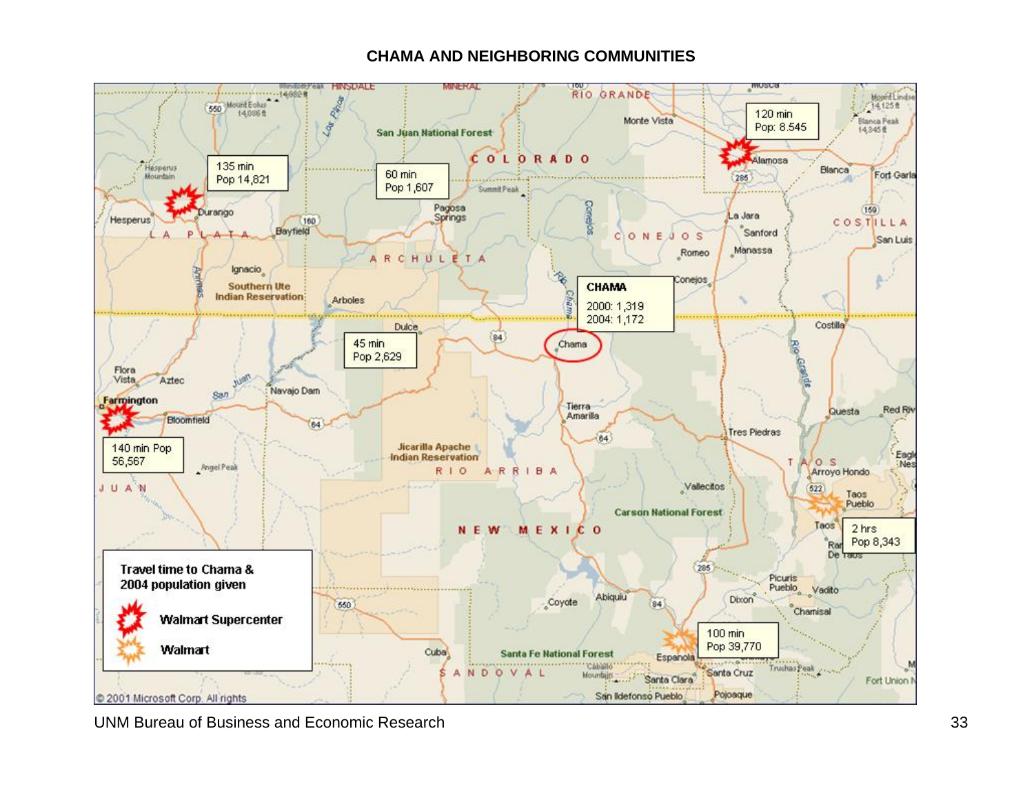# CHAMA AND NEIGHBORING COMMUNITIES

CHAMA
2000: 1,319
2004: 1,172

135 min
Pop 14,821

60 min
Pop 1,607

120 min
Pop: 8.545

45 min
Pop 2,629

140 min Pop
56,567

2 hrs
Pop 8,343

100 min
Pop 39,770

Travel time to Chama & 2004 population given

Walmart Supercenter

Walmart

© 2001 Microsoft Corp. All rights

UNM Bureau of Business and Economic Research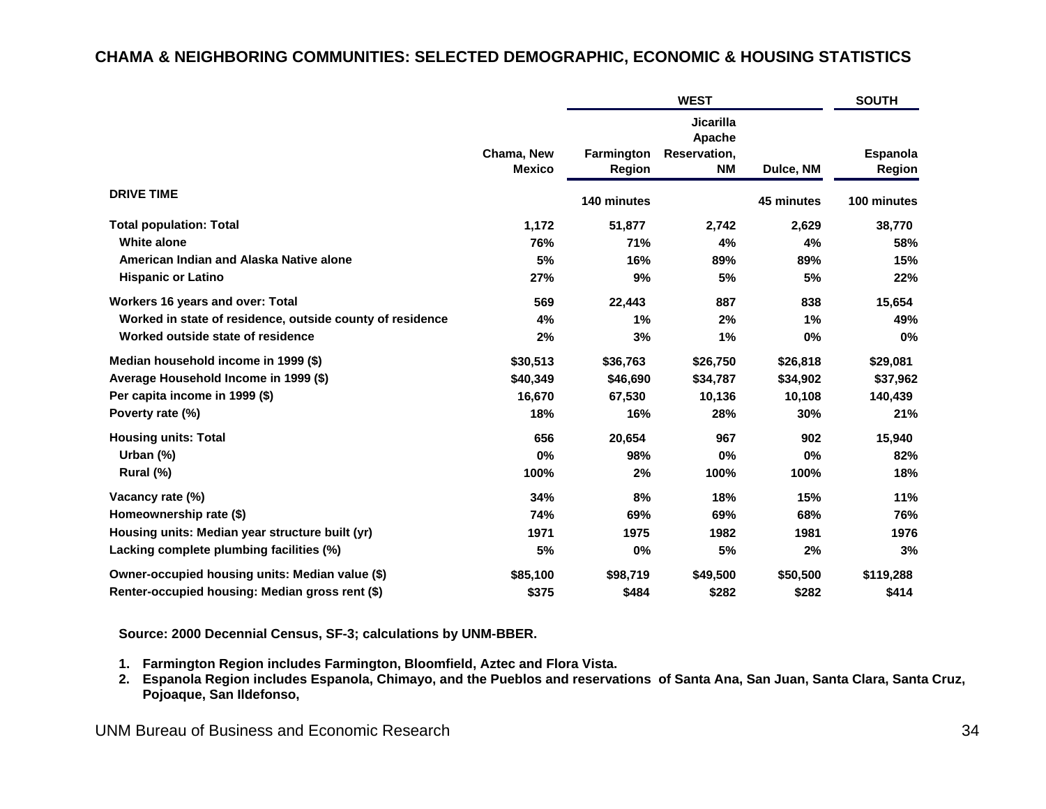## CHAMA & NEIGHBORING COMMUNITIES: SELECTED DEMOGRAPHIC, ECONOMIC & HOUSING STATISTICS

| | | WEST | | | SOUTH |
|---|---|---|---|---|---|
| | Chama, New Mexico | Farmington Region | Jicarilla Apache Reservation, NM | Dulce, NM | Espanola Region |
| **DRIVE TIME** | | 140 minutes | | 45 minutes | 100 minutes |
| **Total population: Total** | 1,172 | 51,877 | 2,742 | 2,629 | 38,770 |
| White alone | 76% | 71% | 4% | 4% | 58% |
| American Indian and Alaska Native alone | 5% | 16% | 89% | 89% | 15% |
| Hispanic or Latino | 27% | 9% | 5% | 5% | 22% |
| **Workers 16 years and over: Total** | 569 | 22,443 | 887 | 838 | 15,654 |
| Worked in state of residence, outside county of residence | 4% | 1% | 2% | 1% | 49% |
| Worked outside state of residence | 2% | 3% | 1% | 0% | 0% |
| **Median household income in 1999 ($)** | $30,513 | $36,763 | $26,750 | $26,818 | $29,081 |
| **Average Household Income in 1999 ($)** | $40,349 | $46,690 | $34,787 | $34,902 | $37,962 |
| **Per capita income in 1999 ($)** | 16,670 | 67,530 | 10,136 | 10,108 | 140,439 |
| **Poverty rate (%)** | 18% | 16% | 28% | 30% | 21% |
| **Housing units: Total** | 656 | 20,654 | 967 | 902 | 15,940 |
| Urban (%) | 0% | 98% | 0% | 0% | 82% |
| Rural (%) | 100% | 2% | 100% | 100% | 18% |
| **Vacancy rate (%)** | 34% | 8% | 18% | 15% | 11% |
| **Homeownership rate ($)** | 74% | 69% | 69% | 68% | 76% |
| **Housing units: Median year structure built (yr)** | 1971 | 1975 | 1982 | 1981 | 1976 |
| **Lacking complete plumbing facilities (%)** | 5% | 0% | 5% | 2% | 3% |
| **Owner-occupied housing units: Median value ($)** | $85,100 | $98,719 | $49,500 | $50,500 | $119,288 |
| **Renter-occupied housing: Median gross rent ($)** | $375 | $484 | $282 | $282 | $414 |

**Source: 2000 Decennial Census, SF-3; calculations by UNM-BBER.**

1. **Farmington Region includes Farmington, Bloomfield, Aztec and Flora Vista.**
2. **Espanola Region includes Espanola, Chimayo, and the Pueblos and reservations of Santa Ana, San Juan, Santa Clara, Santa Cruz, Pojoaque, San Ildefonso,**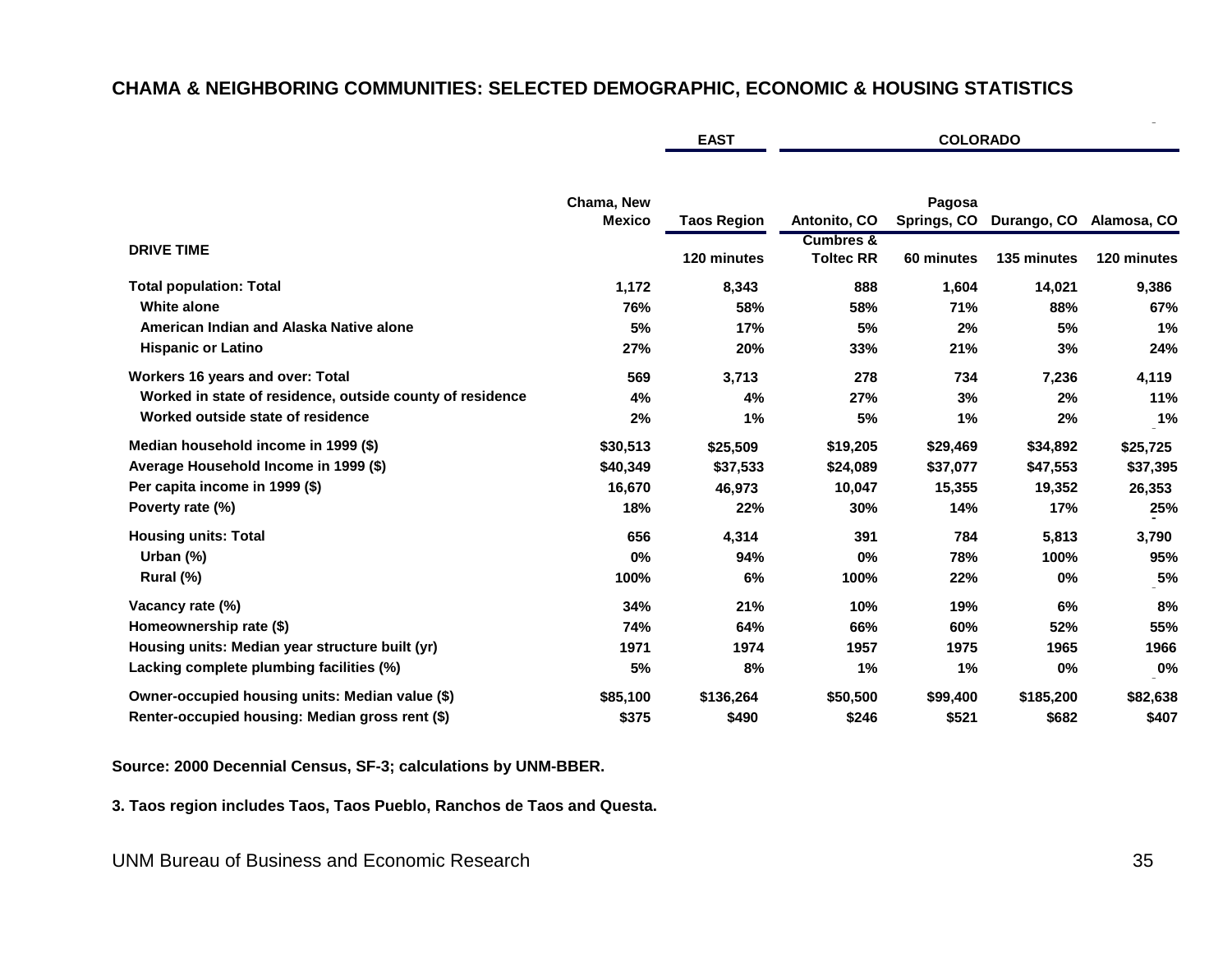## CHAMA & NEIGHBORING COMMUNITIES: SELECTED DEMOGRAPHIC, ECONOMIC & HOUSING STATISTICS

| | | EAST | COLORADO | | | |
|---|---|---|---|---|---|---|
| | Chama, New Mexico | Taos Region | Antonito, CO | Pagosa Springs, CO | Durango, CO | Alamosa, CO |
| **DRIVE TIME** | | 120 minutes | Cumbres & Toltec RR | 60 minutes | 135 minutes | 120 minutes |
| **Total population: Total** | 1,172 | 8,343 | 888 | 1,604 | 14,021 | 9,386 |
| White alone | 76% | 58% | 58% | 71% | 88% | 67% |
| American Indian and Alaska Native alone | 5% | 17% | 5% | 2% | 5% | 1% |
| Hispanic or Latino | 27% | 20% | 33% | 21% | 3% | 24% |
| **Workers 16 years and over: Total** | 569 | 3,713 | 278 | 734 | 7,236 | 4,119 |
| Worked in state of residence, outside county of residence | 4% | 4% | 27% | 3% | 2% | 11% |
| Worked outside state of residence | 2% | 1% | 5% | 1% | 2% | 1% |
| **Median household income in 1999 ($)** | $30,513 | $25,509 | $19,205 | $29,469 | $34,892 | $25,725 |
| **Average Household Income in 1999 ($)** | $40,349 | $37,533 | $24,089 | $37,077 | $47,553 | $37,395 |
| **Per capita income in 1999 ($)** | 16,670 | 46,973 | 10,047 | 15,355 | 19,352 | 26,353 |
| **Poverty rate (%)** | 18% | 22% | 30% | 14% | 17% | 25% |
| **Housing units: Total** | 656 | 4,314 | 391 | 784 | 5,813 | 3,790 |
| Urban (%) | 0% | 94% | 0% | 78% | 100% | 95% |
| Rural (%) | 100% | 6% | 100% | 22% | 0% | 5% |
| **Vacancy rate (%)** | 34% | 21% | 10% | 19% | 6% | 8% |
| **Homeownership rate ($)** | 74% | 64% | 66% | 60% | 52% | 55% |
| **Housing units: Median year structure built (yr)** | 1971 | 1974 | 1957 | 1975 | 1965 | 1966 |
| **Lacking complete plumbing facilities (%)** | 5% | 8% | 1% | 1% | 0% | 0% |
| **Owner-occupied housing units: Median value ($)** | $85,100 | $136,264 | $50,500 | $99,400 | $185,200 | $82,638 |
| **Renter-occupied housing: Median gross rent ($)** | $375 | $490 | $246 | $521 | $682 | $407 |

**Source: 2000 Decennial Census, SF-3; calculations by UNM-BBER.**

**3. Taos region includes Taos, Taos Pueblo, Ranchos de Taos and Questa.**

UNM Bureau of Business and Economic Research